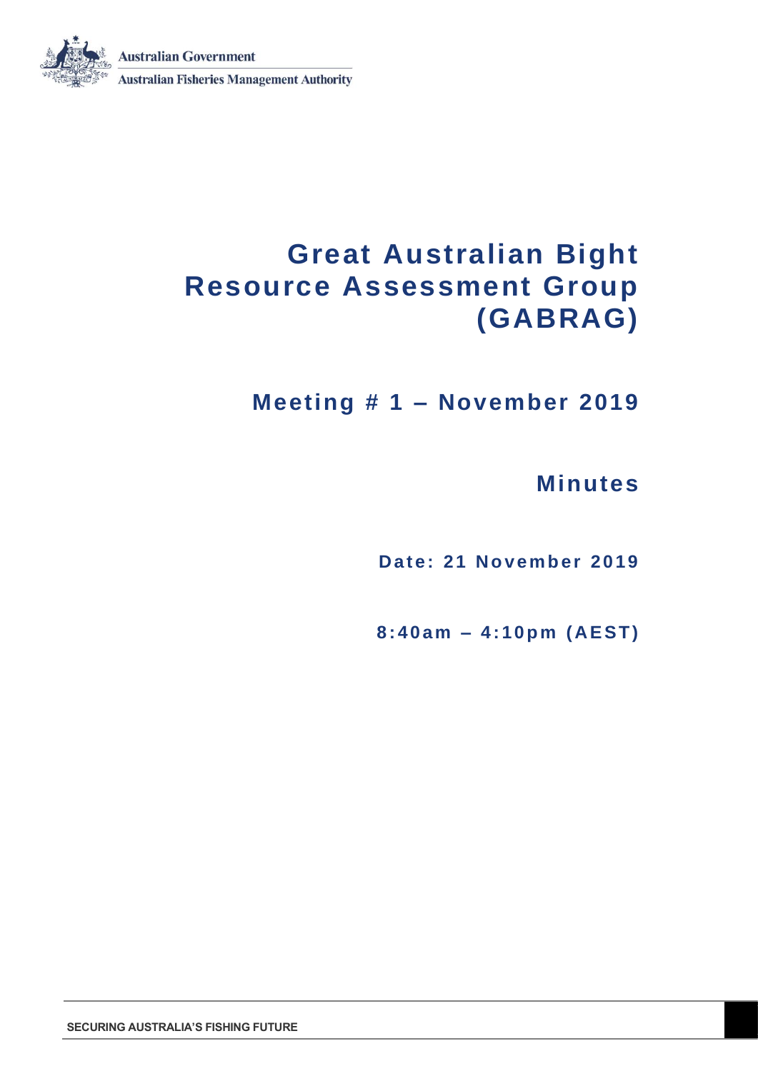Australian Government

Australian Fisheries Management Authority

# Great Australian Bight Resource Assessment Group (GABRAG)

## Meeting # 1 – November 2019

## Minutes

**Date: 21 November 2019**

**8:40am – 4:10pm (AEST)**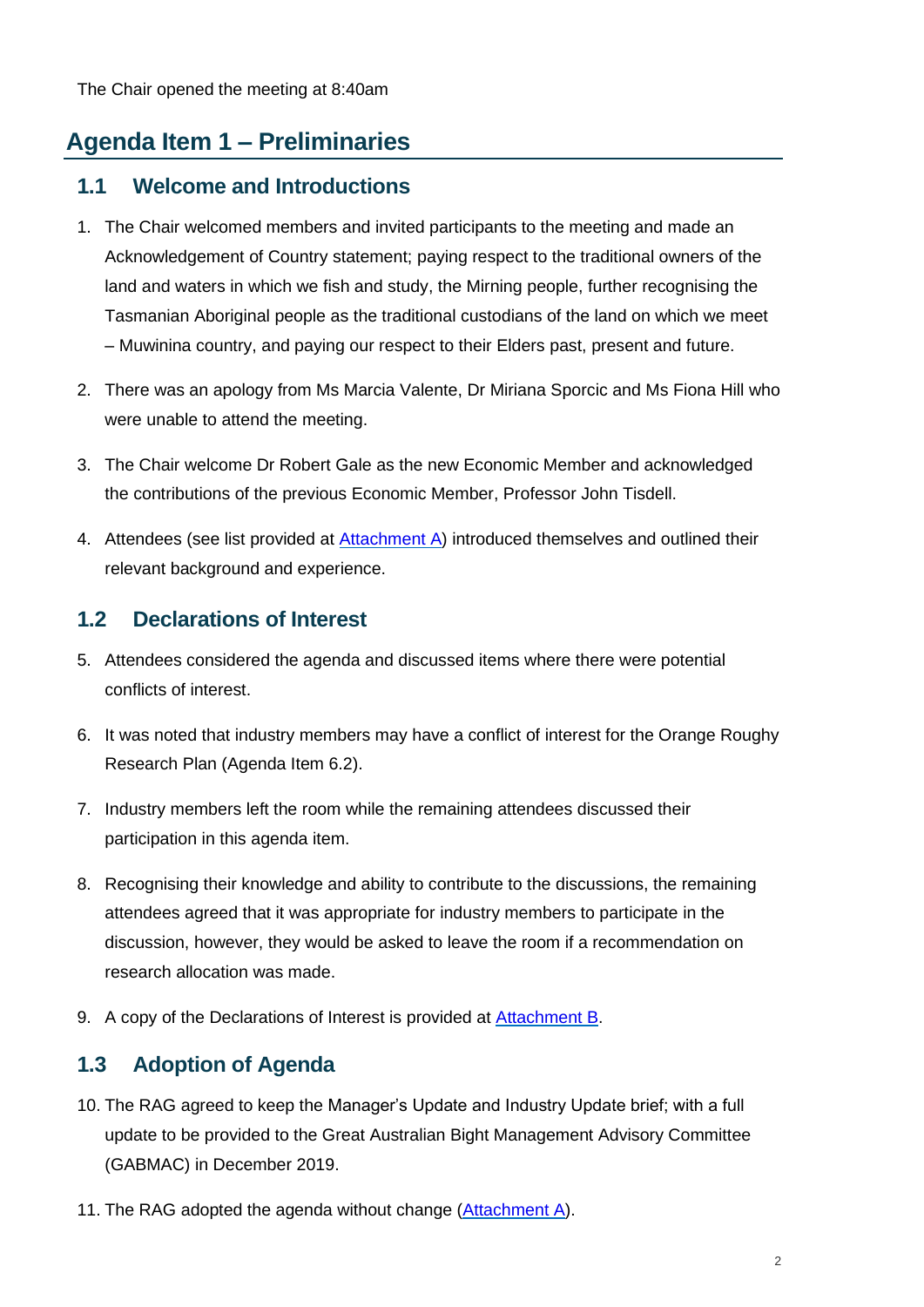The Chair opened the meeting at 8:40am

## Agenda Item 1 – Preliminaries

### 1.1 Welcome and Introductions

1. The Chair welcomed members and invited participants to the meeting and made an Acknowledgement of Country statement; paying respect to the traditional owners of the land and waters in which we fish and study, the Mirning people, further recognising the Tasmanian Aboriginal people as the traditional custodians of the land on which we meet – Muwinina country, and paying our respect to their Elders past, present and future.

2. There was an apology from Ms Marcia Valente, Dr Miriana Sporcic and Ms Fiona Hill who were unable to attend the meeting.

3. The Chair welcome Dr Robert Gale as the new Economic Member and acknowledged the contributions of the previous Economic Member, Professor John Tisdell.

4. Attendees (see list provided at Attachment A) introduced themselves and outlined their relevant background and experience.

### 1.2 Declarations of Interest

5. Attendees considered the agenda and discussed items where there were potential conflicts of interest.

6. It was noted that industry members may have a conflict of interest for the Orange Roughy Research Plan (Agenda Item 6.2).

7. Industry members left the room while the remaining attendees discussed their participation in this agenda item.

8. Recognising their knowledge and ability to contribute to the discussions, the remaining attendees agreed that it was appropriate for industry members to participate in the discussion, however, they would be asked to leave the room if a recommendation on research allocation was made.

9. A copy of the Declarations of Interest is provided at Attachment B.

### 1.3 Adoption of Agenda

10. The RAG agreed to keep the Manager's Update and Industry Update brief; with a full update to be provided to the Great Australian Bight Management Advisory Committee (GABMAC) in December 2019.

11. The RAG adopted the agenda without change (Attachment A).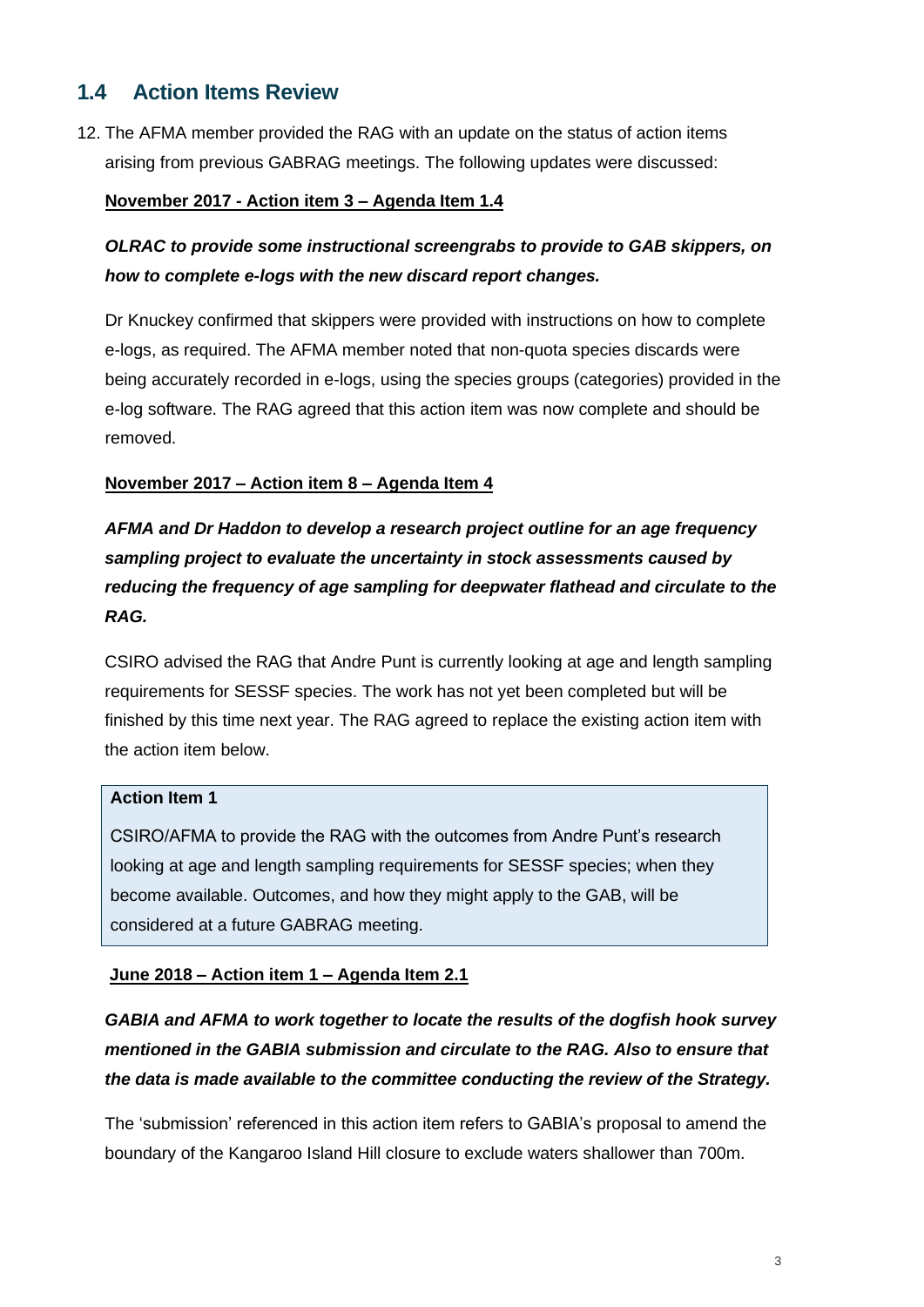## 1.4 Action Items Review

12. The AFMA member provided the RAG with an update on the status of action items arising from previous GABRAG meetings. The following updates were discussed:

**November 2017 - Action item 3 – Agenda Item 1.4**

***OLRAC to provide some instructional screengrabs to provide to GAB skippers, on how to complete e-logs with the new discard report changes.***

Dr Knuckey confirmed that skippers were provided with instructions on how to complete e-logs, as required. The AFMA member noted that non-quota species discards were being accurately recorded in e-logs, using the species groups (categories) provided in the e-log software. The RAG agreed that this action item was now complete and should be removed.

**November 2017 – Action item 8 – Agenda Item 4**

***AFMA and Dr Haddon to develop a research project outline for an age frequency sampling project to evaluate the uncertainty in stock assessments caused by reducing the frequency of age sampling for deepwater flathead and circulate to the RAG.***

CSIRO advised the RAG that Andre Punt is currently looking at age and length sampling requirements for SESSF species. The work has not yet been completed but will be finished by this time next year. The RAG agreed to replace the existing action item with the action item below.

> **Action Item 1**
>
> CSIRO/AFMA to provide the RAG with the outcomes from Andre Punt's research looking at age and length sampling requirements for SESSF species; when they become available. Outcomes, and how they might apply to the GAB, will be considered at a future GABRAG meeting.

**June 2018 – Action item 1 – Agenda Item 2.1**

***GABIA and AFMA to work together to locate the results of the dogfish hook survey mentioned in the GABIA submission and circulate to the RAG. Also to ensure that the data is made available to the committee conducting the review of the Strategy.***

The 'submission' referenced in this action item refers to GABIA's proposal to amend the boundary of the Kangaroo Island Hill closure to exclude waters shallower than 700m.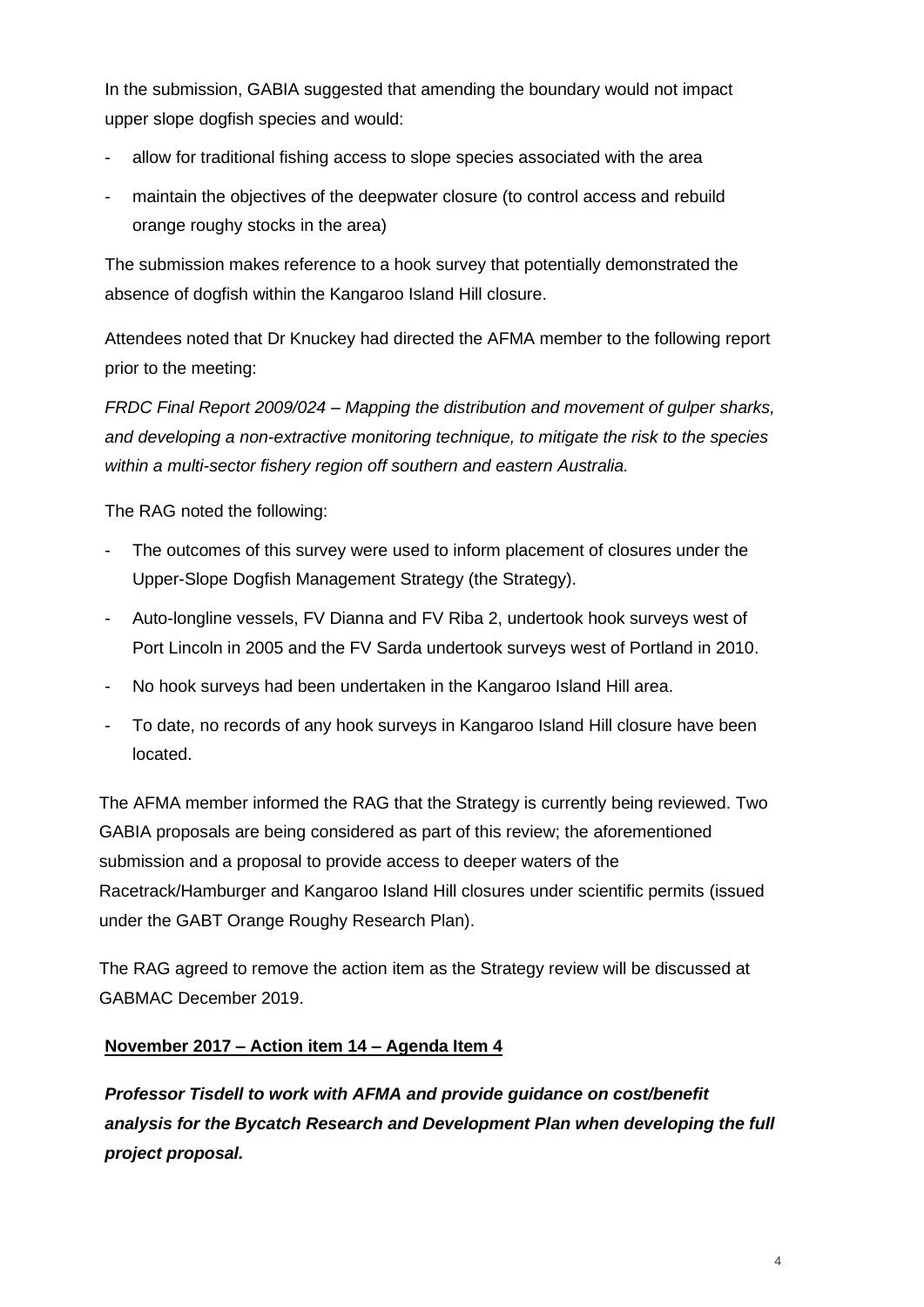In the submission, GABIA suggested that amending the boundary would not impact upper slope dogfish species and would:

- allow for traditional fishing access to slope species associated with the area
- maintain the objectives of the deepwater closure (to control access and rebuild orange roughy stocks in the area)

The submission makes reference to a hook survey that potentially demonstrated the absence of dogfish within the Kangaroo Island Hill closure.

Attendees noted that Dr Knuckey had directed the AFMA member to the following report prior to the meeting:

*FRDC Final Report 2009/024 – Mapping the distribution and movement of gulper sharks, and developing a non-extractive monitoring technique, to mitigate the risk to the species within a multi-sector fishery region off southern and eastern Australia.*

The RAG noted the following:

- The outcomes of this survey were used to inform placement of closures under the Upper-Slope Dogfish Management Strategy (the Strategy).
- Auto-longline vessels, FV Dianna and FV Riba 2, undertook hook surveys west of Port Lincoln in 2005 and the FV Sarda undertook surveys west of Portland in 2010.
- No hook surveys had been undertaken in the Kangaroo Island Hill area.
- To date, no records of any hook surveys in Kangaroo Island Hill closure have been located.

The AFMA member informed the RAG that the Strategy is currently being reviewed. Two GABIA proposals are being considered as part of this review; the aforementioned submission and a proposal to provide access to deeper waters of the Racetrack/Hamburger and Kangaroo Island Hill closures under scientific permits (issued under the GABT Orange Roughy Research Plan).

The RAG agreed to remove the action item as the Strategy review will be discussed at GABMAC December 2019.

**November 2017 – Action item 14 – Agenda Item 4**

***Professor Tisdell to work with AFMA and provide guidance on cost/benefit analysis for the Bycatch Research and Development Plan when developing the full project proposal.***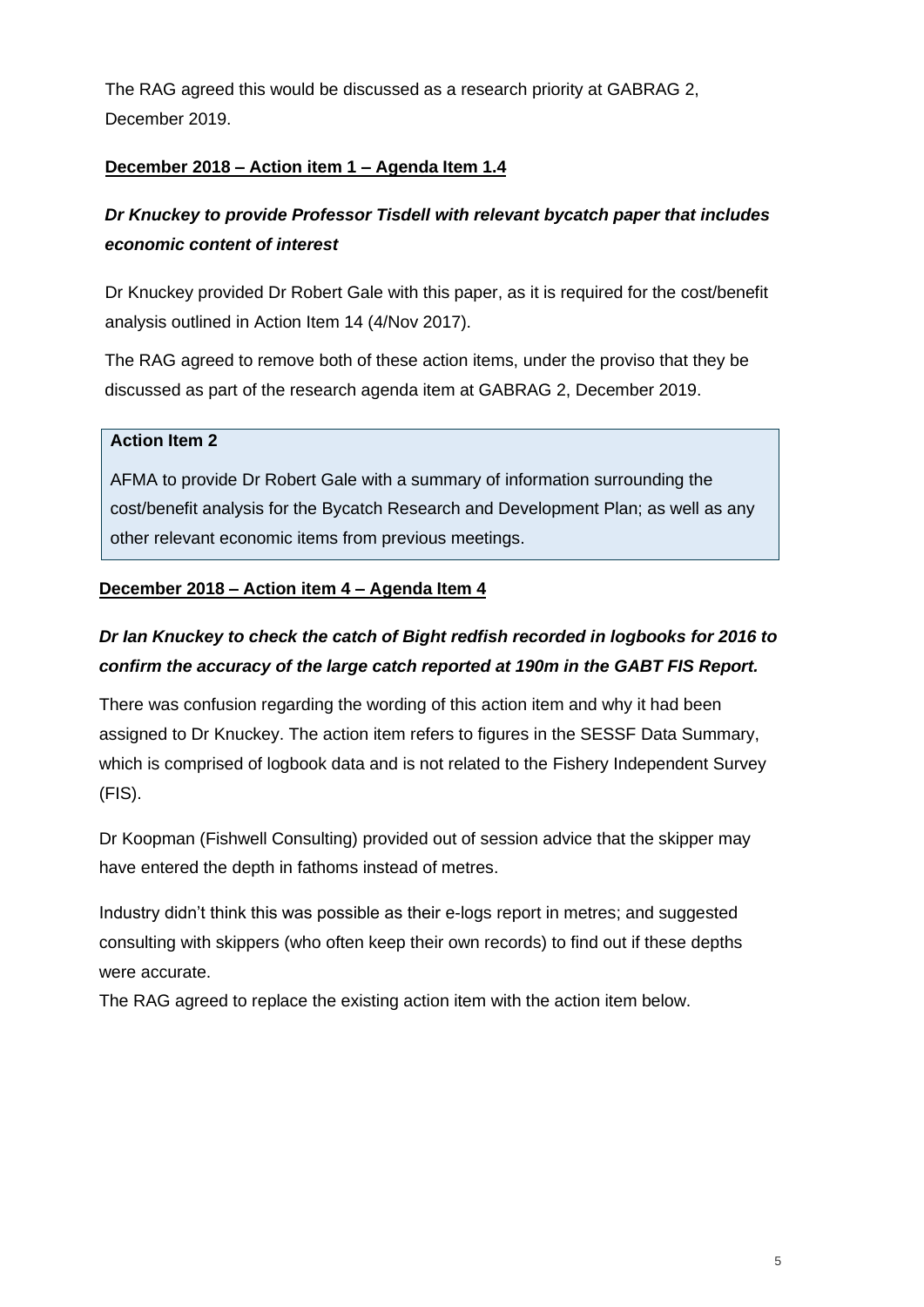The RAG agreed this would be discussed as a research priority at GABRAG 2, December 2019.

**<u>December 2018 – Action item 1 – Agenda Item 1.4</u>**

***Dr Knuckey to provide Professor Tisdell with relevant bycatch paper that includes economic content of interest***

Dr Knuckey provided Dr Robert Gale with this paper, as it is required for the cost/benefit analysis outlined in Action Item 14 (4/Nov 2017).

The RAG agreed to remove both of these action items, under the proviso that they be discussed as part of the research agenda item at GABRAG 2, December 2019.

> **Action Item 2**
>
> AFMA to provide Dr Robert Gale with a summary of information surrounding the cost/benefit analysis for the Bycatch Research and Development Plan; as well as any other relevant economic items from previous meetings.

**<u>December 2018 – Action item 4 – Agenda Item 4</u>**

***Dr Ian Knuckey to check the catch of Bight redfish recorded in logbooks for 2016 to confirm the accuracy of the large catch reported at 190m in the GABT FIS Report.***

There was confusion regarding the wording of this action item and why it had been assigned to Dr Knuckey. The action item refers to figures in the SESSF Data Summary, which is comprised of logbook data and is not related to the Fishery Independent Survey (FIS).

Dr Koopman (Fishwell Consulting) provided out of session advice that the skipper may have entered the depth in fathoms instead of metres.

Industry didn't think this was possible as their e-logs report in metres; and suggested consulting with skippers (who often keep their own records) to find out if these depths were accurate.

The RAG agreed to replace the existing action item with the action item below.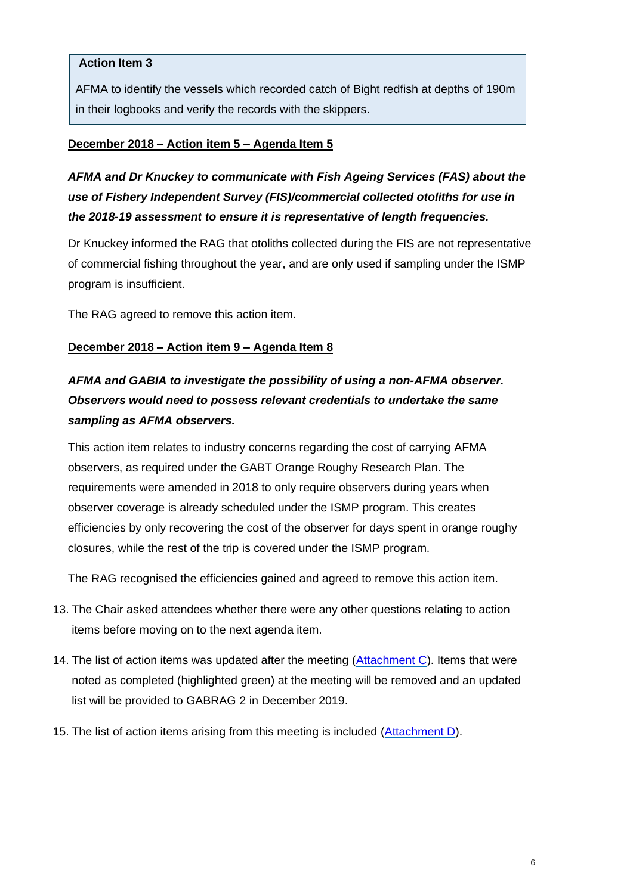> **Action Item 3**
>
> AFMA to identify the vessels which recorded catch of Bight redfish at depths of 190m in their logbooks and verify the records with the skippers.

**December 2018 – Action item 5 – Agenda Item 5**

***AFMA and Dr Knuckey to communicate with Fish Ageing Services (FAS) about the use of Fishery Independent Survey (FIS)/commercial collected otoliths for use in the 2018-19 assessment to ensure it is representative of length frequencies.***

Dr Knuckey informed the RAG that otoliths collected during the FIS are not representative of commercial fishing throughout the year, and are only used if sampling under the ISMP program is insufficient.

The RAG agreed to remove this action item.

**December 2018 – Action item 9 – Agenda Item 8**

***AFMA and GABIA to investigate the possibility of using a non-AFMA observer. Observers would need to possess relevant credentials to undertake the same sampling as AFMA observers.***

This action item relates to industry concerns regarding the cost of carrying AFMA observers, as required under the GABT Orange Roughy Research Plan. The requirements were amended in 2018 to only require observers during years when observer coverage is already scheduled under the ISMP program. This creates efficiencies by only recovering the cost of the observer for days spent in orange roughy closures, while the rest of the trip is covered under the ISMP program.

The RAG recognised the efficiencies gained and agreed to remove this action item.

13. The Chair asked attendees whether there were any other questions relating to action items before moving on to the next agenda item.
14. The list of action items was updated after the meeting (Attachment C). Items that were noted as completed (highlighted green) at the meeting will be removed and an updated list will be provided to GABRAG 2 in December 2019.
15. The list of action items arising from this meeting is included (Attachment D).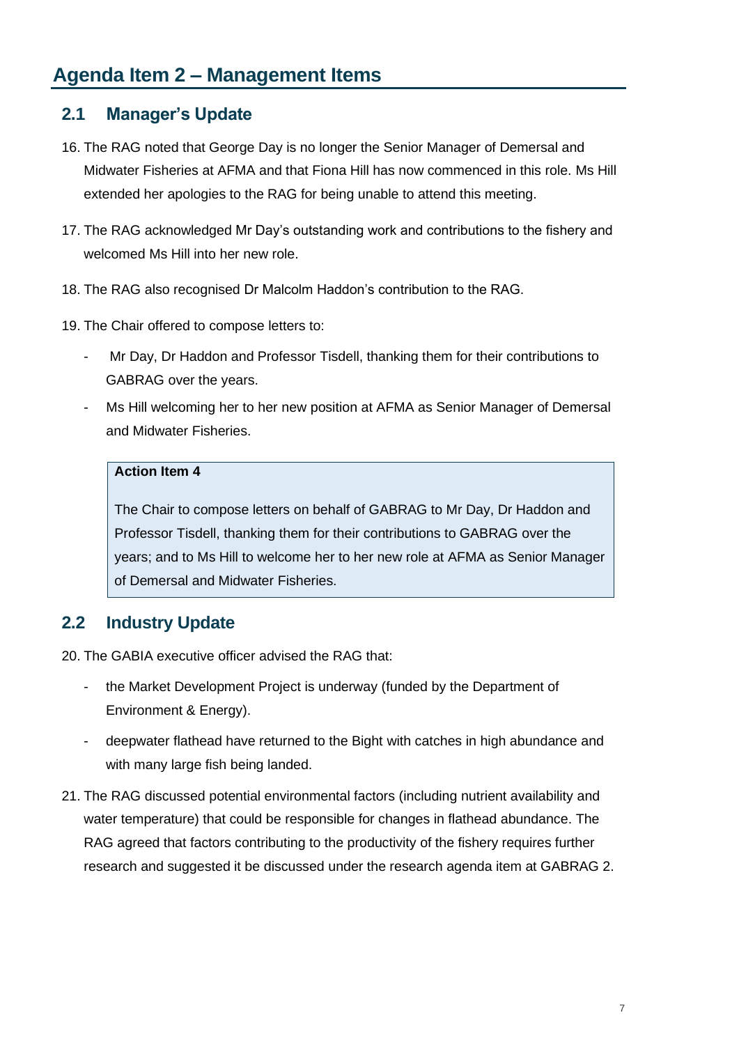# Agenda Item 2 – Management Items

## 2.1 Manager's Update

16. The RAG noted that George Day is no longer the Senior Manager of Demersal and Midwater Fisheries at AFMA and that Fiona Hill has now commenced in this role. Ms Hill extended her apologies to the RAG for being unable to attend this meeting.

17. The RAG acknowledged Mr Day's outstanding work and contributions to the fishery and welcomed Ms Hill into her new role.

18. The RAG also recognised Dr Malcolm Haddon's contribution to the RAG.

19. The Chair offered to compose letters to:
    - Mr Day, Dr Haddon and Professor Tisdell, thanking them for their contributions to GABRAG over the years.
    - Ms Hill welcoming her to her new position at AFMA as Senior Manager of Demersal and Midwater Fisheries.

> **Action Item 4**
>
> The Chair to compose letters on behalf of GABRAG to Mr Day, Dr Haddon and Professor Tisdell, thanking them for their contributions to GABRAG over the years; and to Ms Hill to welcome her to her new role at AFMA as Senior Manager of Demersal and Midwater Fisheries.

## 2.2 Industry Update

20. The GABIA executive officer advised the RAG that:
    - the Market Development Project is underway (funded by the Department of Environment & Energy).
    - deepwater flathead have returned to the Bight with catches in high abundance and with many large fish being landed.

21. The RAG discussed potential environmental factors (including nutrient availability and water temperature) that could be responsible for changes in flathead abundance. The RAG agreed that factors contributing to the productivity of the fishery requires further research and suggested it be discussed under the research agenda item at GABRAG 2.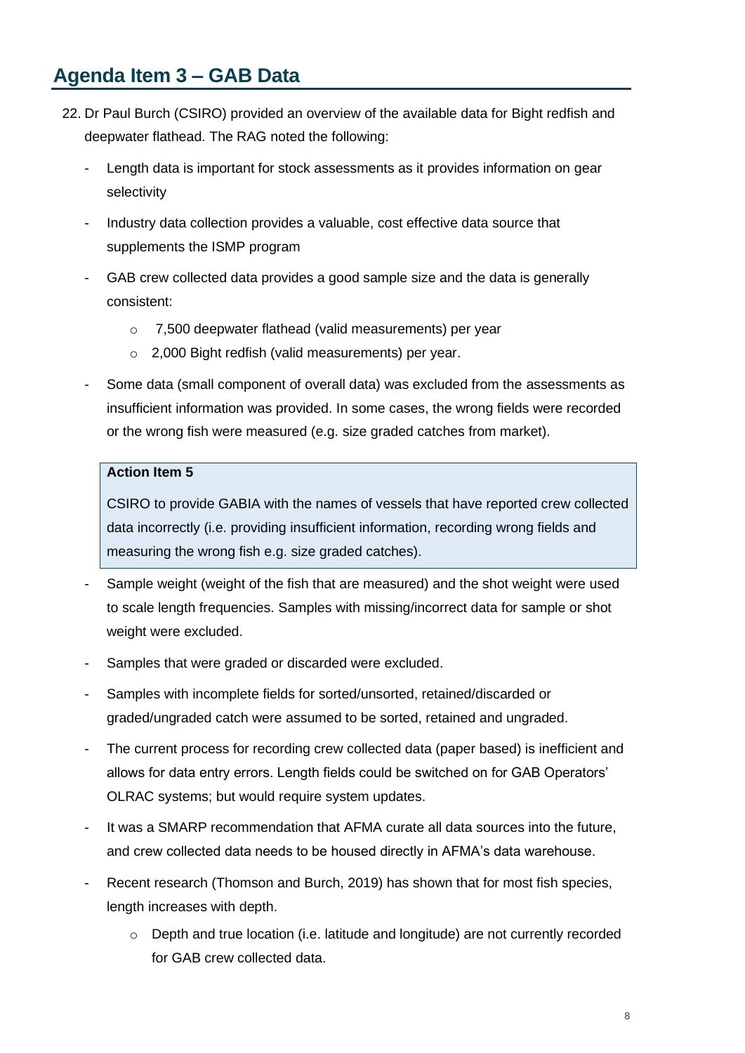## Agenda Item 3 – GAB Data

22. Dr Paul Burch (CSIRO) provided an overview of the available data for Bight redfish and deepwater flathead. The RAG noted the following:

    - Length data is important for stock assessments as it provides information on gear selectivity
    - Industry data collection provides a valuable, cost effective data source that supplements the ISMP program
    - GAB crew collected data provides a good sample size and the data is generally consistent:
        - 7,500 deepwater flathead (valid measurements) per year
        - 2,000 Bight redfish (valid measurements) per year.
    - Some data (small component of overall data) was excluded from the assessments as insufficient information was provided. In some cases, the wrong fields were recorded or the wrong fish were measured (e.g. size graded catches from market).

> **Action Item 5**
>
> CSIRO to provide GABIA with the names of vessels that have reported crew collected data incorrectly (i.e. providing insufficient information, recording wrong fields and measuring the wrong fish e.g. size graded catches).

- Sample weight (weight of the fish that are measured) and the shot weight were used to scale length frequencies. Samples with missing/incorrect data for sample or shot weight were excluded.
- Samples that were graded or discarded were excluded.
- Samples with incomplete fields for sorted/unsorted, retained/discarded or graded/ungraded catch were assumed to be sorted, retained and ungraded.
- The current process for recording crew collected data (paper based) is inefficient and allows for data entry errors. Length fields could be switched on for GAB Operators' OLRAC systems; but would require system updates.
- It was a SMARP recommendation that AFMA curate all data sources into the future, and crew collected data needs to be housed directly in AFMA's data warehouse.
- Recent research (Thomson and Burch, 2019) has shown that for most fish species, length increases with depth.
    - Depth and true location (i.e. latitude and longitude) are not currently recorded for GAB crew collected data.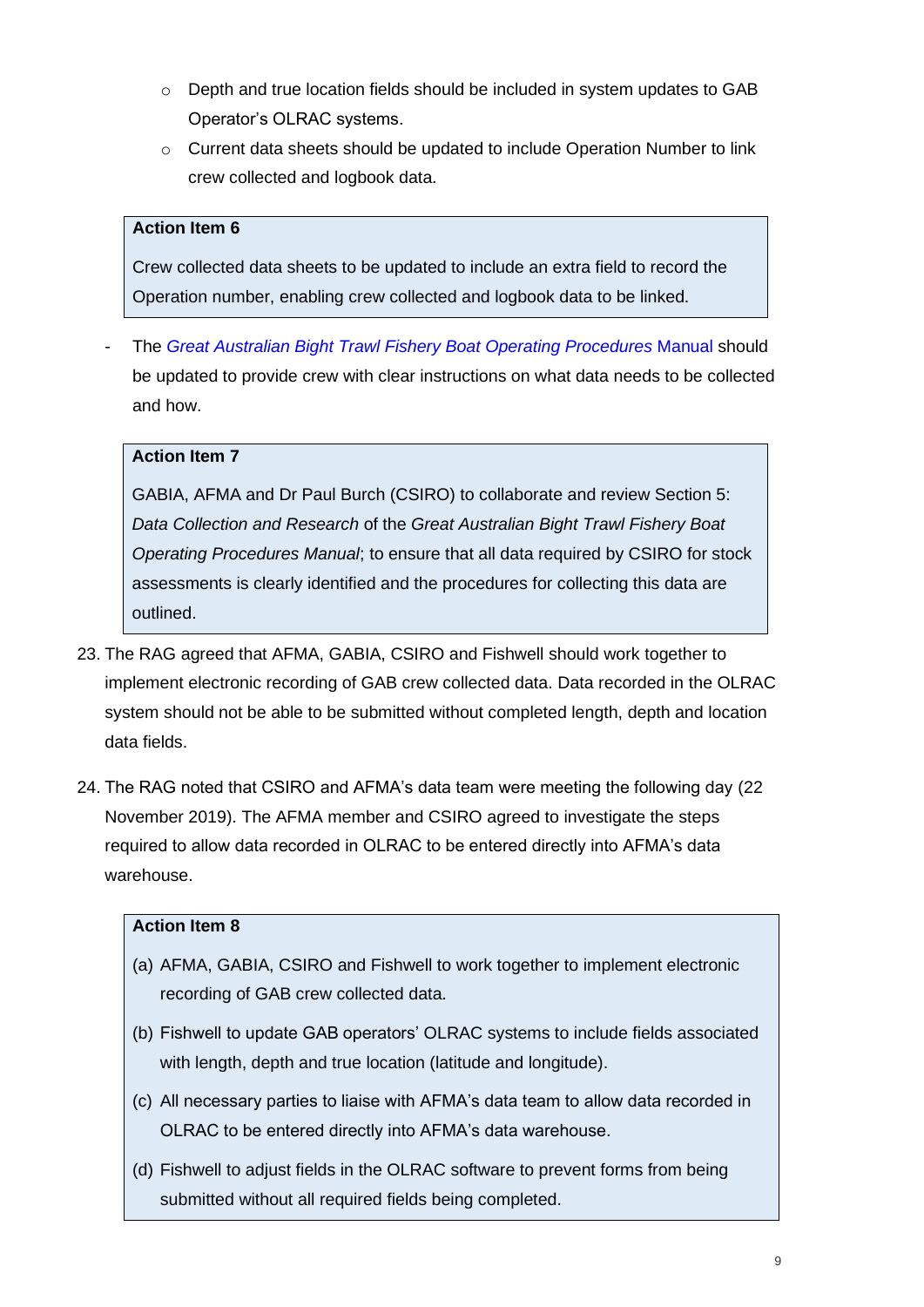- Depth and true location fields should be included in system updates to GAB Operator's OLRAC systems.
  - Current data sheets should be updated to include Operation Number to link crew collected and logbook data.

> **Action Item 6**
>
> Crew collected data sheets to be updated to include an extra field to record the Operation number, enabling crew collected and logbook data to be linked.

- The *Great Australian Bight Trawl Fishery Boat Operating Procedures* Manual should be updated to provide crew with clear instructions on what data needs to be collected and how.

> **Action Item 7**
>
> GABIA, AFMA and Dr Paul Burch (CSIRO) to collaborate and review Section 5: *Data Collection and Research* of the *Great Australian Bight Trawl Fishery Boat Operating Procedures Manual*; to ensure that all data required by CSIRO for stock assessments is clearly identified and the procedures for collecting this data are outlined.

23. The RAG agreed that AFMA, GABIA, CSIRO and Fishwell should work together to implement electronic recording of GAB crew collected data. Data recorded in the OLRAC system should not be able to be submitted without completed length, depth and location data fields.

24. The RAG noted that CSIRO and AFMA's data team were meeting the following day (22 November 2019). The AFMA member and CSIRO agreed to investigate the steps required to allow data recorded in OLRAC to be entered directly into AFMA's data warehouse.

> **Action Item 8**
>
> (a) AFMA, GABIA, CSIRO and Fishwell to work together to implement electronic recording of GAB crew collected data.
>
> (b) Fishwell to update GAB operators' OLRAC systems to include fields associated with length, depth and true location (latitude and longitude).
>
> (c) All necessary parties to liaise with AFMA's data team to allow data recorded in OLRAC to be entered directly into AFMA's data warehouse.
>
> (d) Fishwell to adjust fields in the OLRAC software to prevent forms from being submitted without all required fields being completed.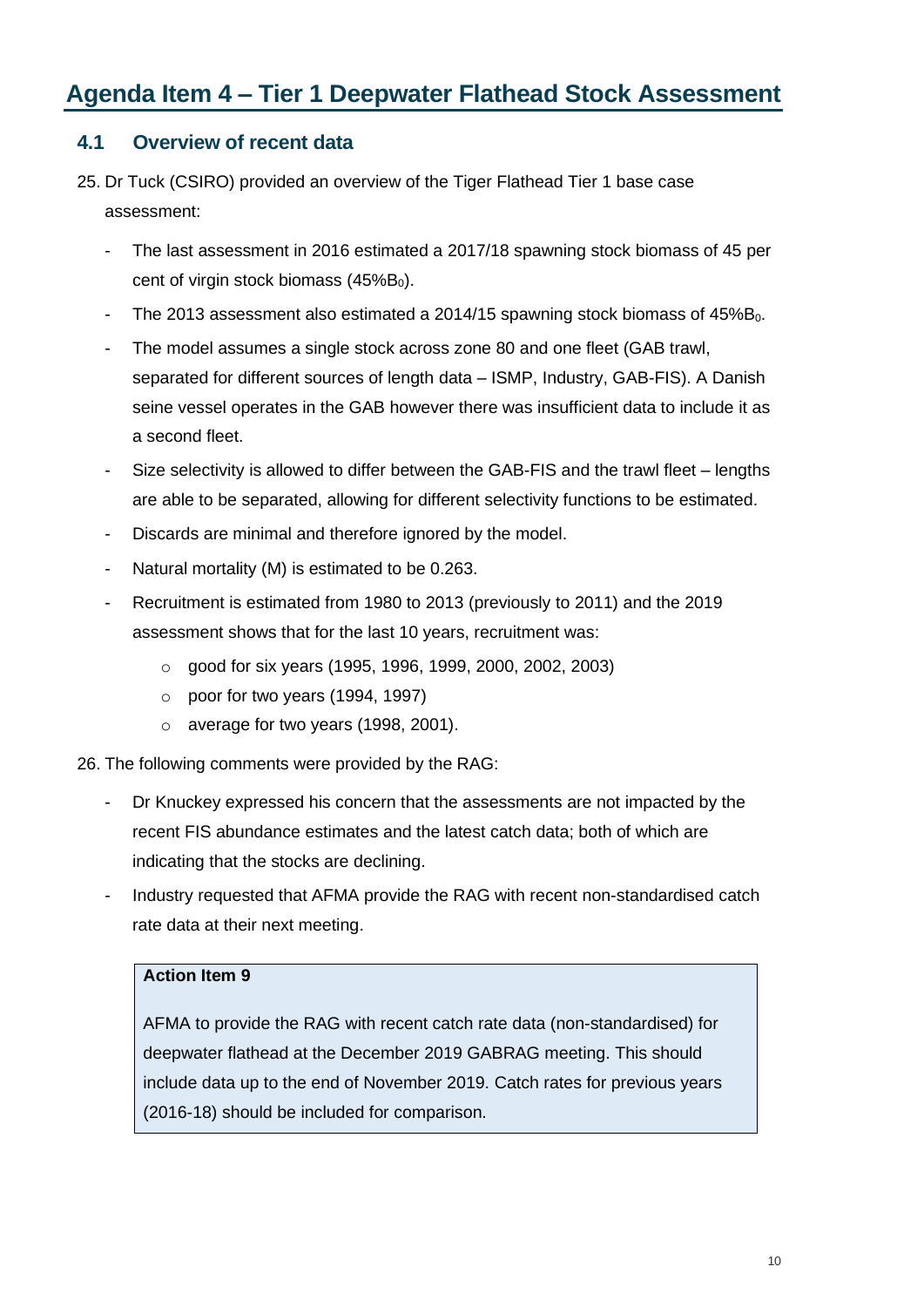# Agenda Item 4 – Tier 1 Deepwater Flathead Stock Assessment

## 4.1 Overview of recent data

25. Dr Tuck (CSIRO) provided an overview of the Tiger Flathead Tier 1 base case assessment:

    - The last assessment in 2016 estimated a 2017/18 spawning stock biomass of 45 per cent of virgin stock biomass (45%$B_0$).
    - The 2013 assessment also estimated a 2014/15 spawning stock biomass of 45%$B_0$.
    - The model assumes a single stock across zone 80 and one fleet (GAB trawl, separated for different sources of length data – ISMP, Industry, GAB-FIS). A Danish seine vessel operates in the GAB however there was insufficient data to include it as a second fleet.
    - Size selectivity is allowed to differ between the GAB-FIS and the trawl fleet – lengths are able to be separated, allowing for different selectivity functions to be estimated.
    - Discards are minimal and therefore ignored by the model.
    - Natural mortality (M) is estimated to be 0.263.
    - Recruitment is estimated from 1980 to 2013 (previously to 2011) and the 2019 assessment shows that for the last 10 years, recruitment was:
        - good for six years (1995, 1996, 1999, 2000, 2002, 2003)
        - poor for two years (1994, 1997)
        - average for two years (1998, 2001).

26. The following comments were provided by the RAG:

    - Dr Knuckey expressed his concern that the assessments are not impacted by the recent FIS abundance estimates and the latest catch data; both of which are indicating that the stocks are declining.
    - Industry requested that AFMA provide the RAG with recent non-standardised catch rate data at their next meeting.

> **Action Item 9**
>
> AFMA to provide the RAG with recent catch rate data (non-standardised) for deepwater flathead at the December 2019 GABRAG meeting. This should include data up to the end of November 2019. Catch rates for previous years (2016-18) should be included for comparison.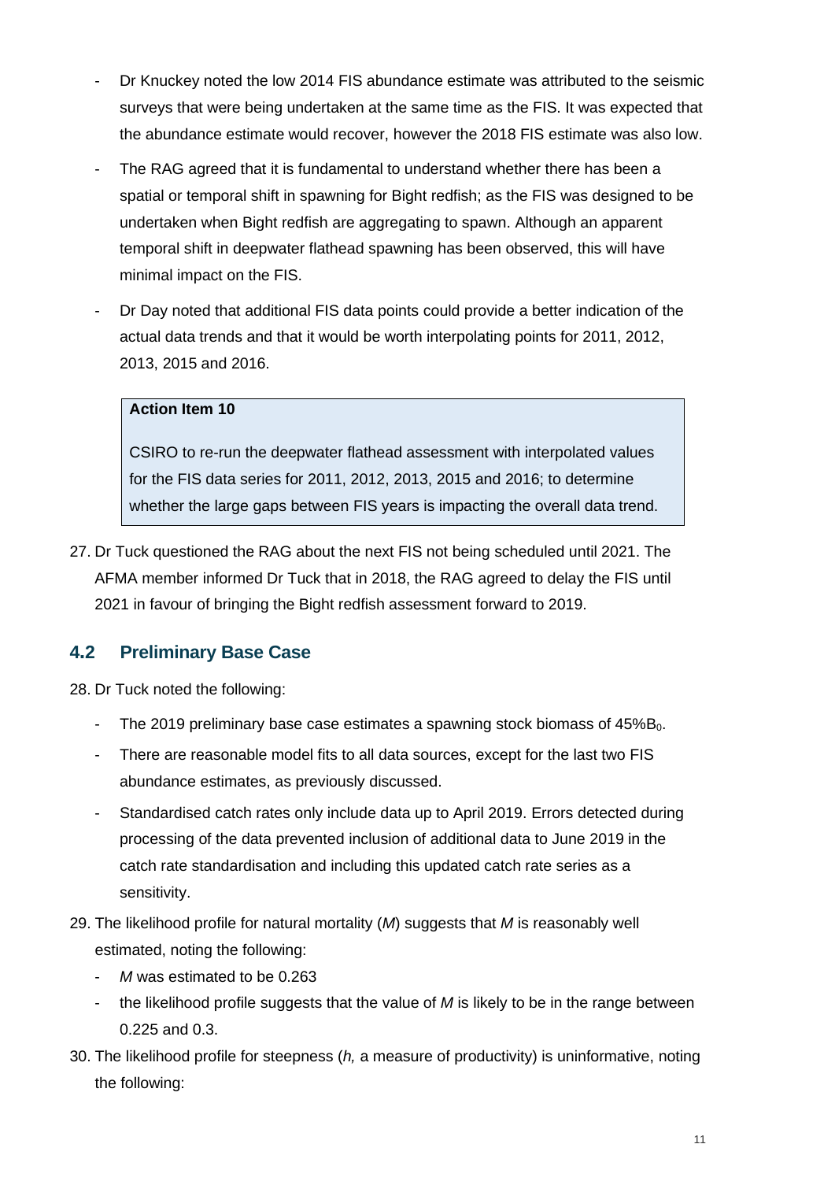- Dr Knuckey noted the low 2014 FIS abundance estimate was attributed to the seismic surveys that were being undertaken at the same time as the FIS. It was expected that the abundance estimate would recover, however the 2018 FIS estimate was also low.
- The RAG agreed that it is fundamental to understand whether there has been a spatial or temporal shift in spawning for Bight redfish; as the FIS was designed to be undertaken when Bight redfish are aggregating to spawn. Although an apparent temporal shift in deepwater flathead spawning has been observed, this will have minimal impact on the FIS.
- Dr Day noted that additional FIS data points could provide a better indication of the actual data trends and that it would be worth interpolating points for 2011, 2012, 2013, 2015 and 2016.

> **Action Item 10**
>
> CSIRO to re-run the deepwater flathead assessment with interpolated values for the FIS data series for 2011, 2012, 2013, 2015 and 2016; to determine whether the large gaps between FIS years is impacting the overall data trend.

27. Dr Tuck questioned the RAG about the next FIS not being scheduled until 2021. The AFMA member informed Dr Tuck that in 2018, the RAG agreed to delay the FIS until 2021 in favour of bringing the Bight redfish assessment forward to 2019.

## 4.2 Preliminary Base Case

28. Dr Tuck noted the following:
    - The 2019 preliminary base case estimates a spawning stock biomass of 45%$B_0$.
    - There are reasonable model fits to all data sources, except for the last two FIS abundance estimates, as previously discussed.
    - Standardised catch rates only include data up to April 2019. Errors detected during processing of the data prevented inclusion of additional data to June 2019 in the catch rate standardisation and including this updated catch rate series as a sensitivity.
29. The likelihood profile for natural mortality (*M*) suggests that *M* is reasonably well estimated, noting the following:
    - *M* was estimated to be 0.263
    - the likelihood profile suggests that the value of *M* is likely to be in the range between 0.225 and 0.3.
30. The likelihood profile for steepness (*h,* a measure of productivity) is uninformative, noting the following: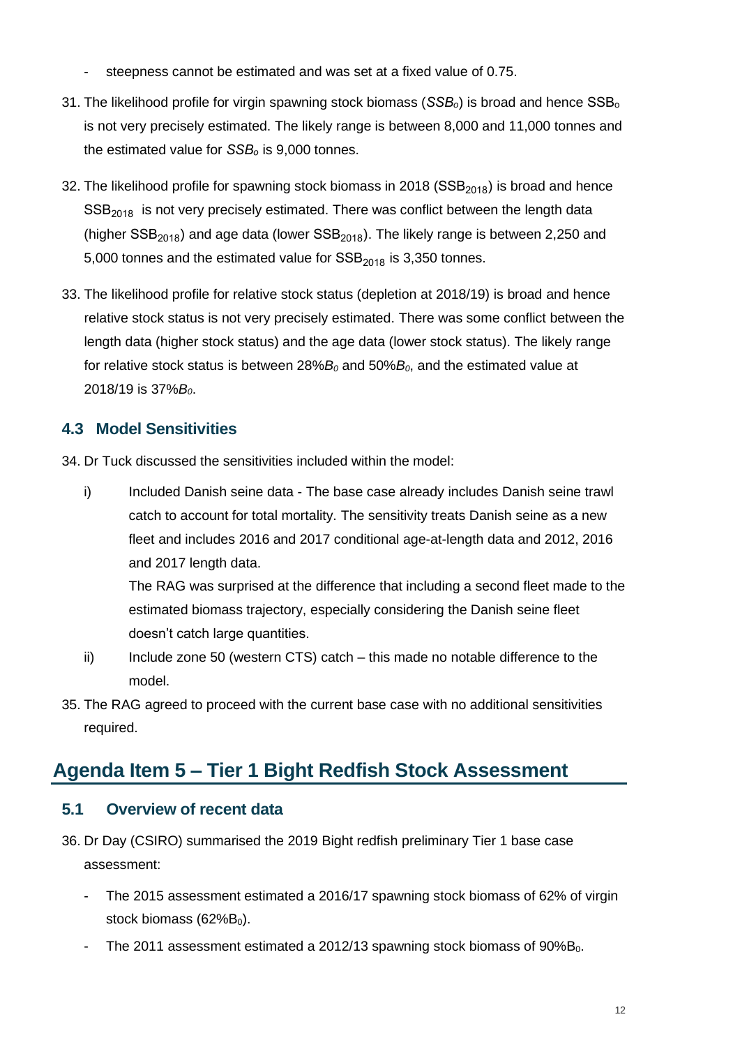- steepness cannot be estimated and was set at a fixed value of 0.75.

31. The likelihood profile for virgin spawning stock biomass ($SSB_o$) is broad and hence $SSB_o$ is not very precisely estimated. The likely range is between 8,000 and 11,000 tonnes and the estimated value for $SSB_o$ is 9,000 tonnes.

32. The likelihood profile for spawning stock biomass in 2018 ($SSB_{2018}$) is broad and hence $SSB_{2018}$ is not very precisely estimated. There was conflict between the length data (higher $SSB_{2018}$) and age data (lower $SSB_{2018}$). The likely range is between 2,250 and 5,000 tonnes and the estimated value for $SSB_{2018}$ is 3,350 tonnes.

33. The likelihood profile for relative stock status (depletion at 2018/19) is broad and hence relative stock status is not very precisely estimated. There was some conflict between the length data (higher stock status) and the age data (lower stock status). The likely range for relative stock status is between 28%$B_0$ and 50%$B_0$, and the estimated value at 2018/19 is 37%$B_0$.

### 4.3 Model Sensitivities

34. Dr Tuck discussed the sensitivities included within the model:

    i) Included Danish seine data - The base case already includes Danish seine trawl catch to account for total mortality. The sensitivity treats Danish seine as a new fleet and includes 2016 and 2017 conditional age-at-length data and 2012, 2016 and 2017 length data.

       The RAG was surprised at the difference that including a second fleet made to the estimated biomass trajectory, especially considering the Danish seine fleet doesn't catch large quantities.

    ii) Include zone 50 (western CTS) catch – this made no notable difference to the model.

35. The RAG agreed to proceed with the current base case with no additional sensitivities required.

## Agenda Item 5 – Tier 1 Bight Redfish Stock Assessment

### 5.1 Overview of recent data

36. Dr Day (CSIRO) summarised the 2019 Bight redfish preliminary Tier 1 base case assessment:

    - The 2015 assessment estimated a 2016/17 spawning stock biomass of 62% of virgin stock biomass (62%$B_0$).
    - The 2011 assessment estimated a 2012/13 spawning stock biomass of 90%$B_0$.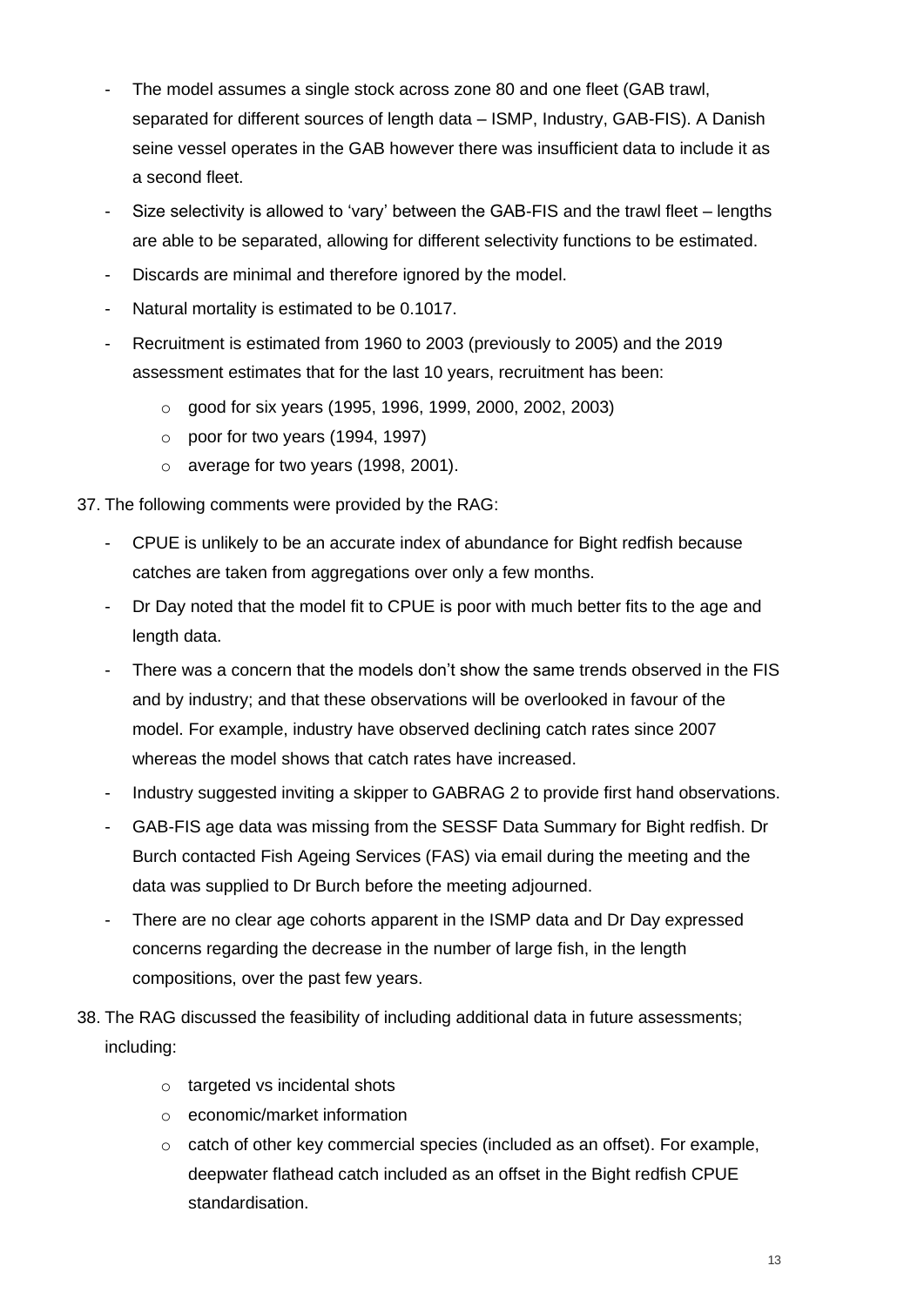- The model assumes a single stock across zone 80 and one fleet (GAB trawl, separated for different sources of length data – ISMP, Industry, GAB-FIS). A Danish seine vessel operates in the GAB however there was insufficient data to include it as a second fleet.
- Size selectivity is allowed to 'vary' between the GAB-FIS and the trawl fleet – lengths are able to be separated, allowing for different selectivity functions to be estimated.
- Discards are minimal and therefore ignored by the model.
- Natural mortality is estimated to be 0.1017.
- Recruitment is estimated from 1960 to 2003 (previously to 2005) and the 2019 assessment estimates that for the last 10 years, recruitment has been:
    - good for six years (1995, 1996, 1999, 2000, 2002, 2003)
    - poor for two years (1994, 1997)
    - average for two years (1998, 2001).

37. The following comments were provided by the RAG:

- CPUE is unlikely to be an accurate index of abundance for Bight redfish because catches are taken from aggregations over only a few months.
- Dr Day noted that the model fit to CPUE is poor with much better fits to the age and length data.
- There was a concern that the models don't show the same trends observed in the FIS and by industry; and that these observations will be overlooked in favour of the model. For example, industry have observed declining catch rates since 2007 whereas the model shows that catch rates have increased.
- Industry suggested inviting a skipper to GABRAG 2 to provide first hand observations.
- GAB-FIS age data was missing from the SESSF Data Summary for Bight redfish. Dr Burch contacted Fish Ageing Services (FAS) via email during the meeting and the data was supplied to Dr Burch before the meeting adjourned.
- There are no clear age cohorts apparent in the ISMP data and Dr Day expressed concerns regarding the decrease in the number of large fish, in the length compositions, over the past few years.

38. The RAG discussed the feasibility of including additional data in future assessments; including:

    - targeted vs incidental shots
    - economic/market information
    - catch of other key commercial species (included as an offset). For example, deepwater flathead catch included as an offset in the Bight redfish CPUE standardisation.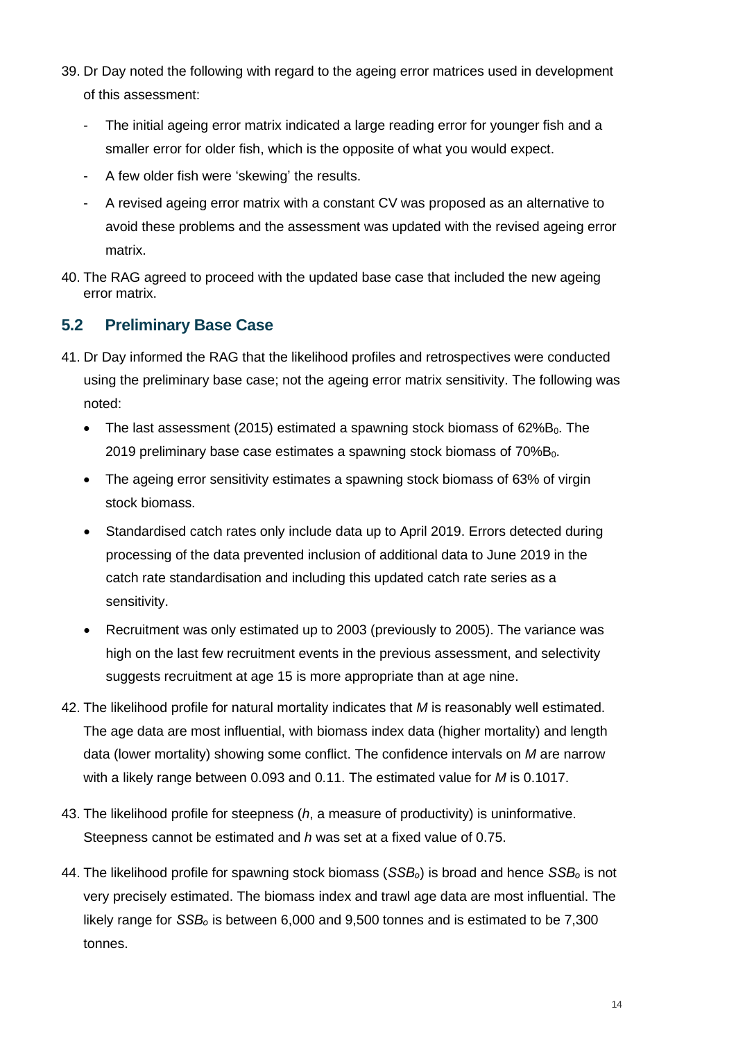39. Dr Day noted the following with regard to the ageing error matrices used in development of this assessment:

    - The initial ageing error matrix indicated a large reading error for younger fish and a smaller error for older fish, which is the opposite of what you would expect.
    - A few older fish were 'skewing' the results.
    - A revised ageing error matrix with a constant CV was proposed as an alternative to avoid these problems and the assessment was updated with the revised ageing error matrix.

40. The RAG agreed to proceed with the updated base case that included the new ageing error matrix.

## 5.2 Preliminary Base Case

41. Dr Day informed the RAG that the likelihood profiles and retrospectives were conducted using the preliminary base case; not the ageing error matrix sensitivity. The following was noted:

    - The last assessment (2015) estimated a spawning stock biomass of 62%$B_0$. The 2019 preliminary base case estimates a spawning stock biomass of 70%$B_0$.
    - The ageing error sensitivity estimates a spawning stock biomass of 63% of virgin stock biomass.
    - Standardised catch rates only include data up to April 2019. Errors detected during processing of the data prevented inclusion of additional data to June 2019 in the catch rate standardisation and including this updated catch rate series as a sensitivity.
    - Recruitment was only estimated up to 2003 (previously to 2005). The variance was high on the last few recruitment events in the previous assessment, and selectivity suggests recruitment at age 15 is more appropriate than at age nine.

42. The likelihood profile for natural mortality indicates that *M* is reasonably well estimated. The age data are most influential, with biomass index data (higher mortality) and length data (lower mortality) showing some conflict. The confidence intervals on *M* are narrow with a likely range between 0.093 and 0.11. The estimated value for *M* is 0.1017.

43. The likelihood profile for steepness (*h*, a measure of productivity) is uninformative. Steepness cannot be estimated and *h* was set at a fixed value of 0.75.

44. The likelihood profile for spawning stock biomass ($SSB_o$) is broad and hence $SSB_o$ is not very precisely estimated. The biomass index and trawl age data are most influential. The likely range for $SSB_o$ is between 6,000 and 9,500 tonnes and is estimated to be 7,300 tonnes.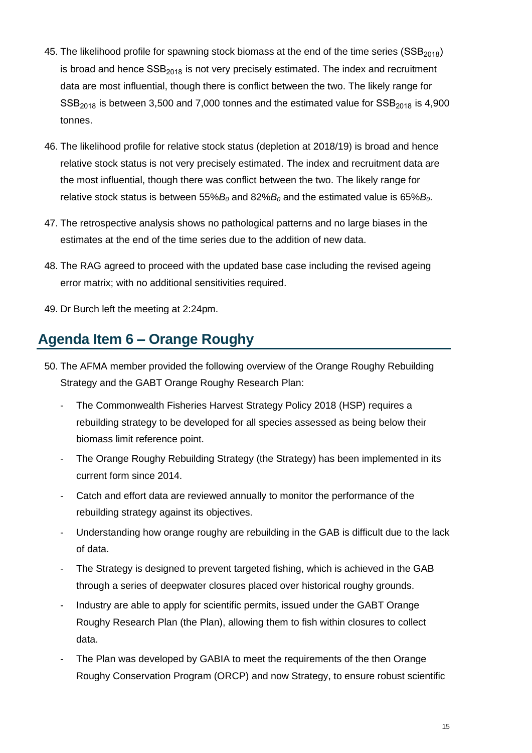45. The likelihood profile for spawning stock biomass at the end of the time series ($SSB_{2018}$) is broad and hence $SSB_{2018}$ is not very precisely estimated. The index and recruitment data are most influential, though there is conflict between the two. The likely range for $SSB_{2018}$ is between 3,500 and 7,000 tonnes and the estimated value for $SSB_{2018}$ is 4,900 tonnes.

46. The likelihood profile for relative stock status (depletion at 2018/19) is broad and hence relative stock status is not very precisely estimated. The index and recruitment data are the most influential, though there was conflict between the two. The likely range for relative stock status is between 55%$B_0$ and 82%$B_0$ and the estimated value is 65%$B_0$.

47. The retrospective analysis shows no pathological patterns and no large biases in the estimates at the end of the time series due to the addition of new data.

48. The RAG agreed to proceed with the updated base case including the revised ageing error matrix; with no additional sensitivities required.

49. Dr Burch left the meeting at 2:24pm.

## Agenda Item 6 – Orange Roughy

50. The AFMA member provided the following overview of the Orange Roughy Rebuilding Strategy and the GABT Orange Roughy Research Plan:

    - The Commonwealth Fisheries Harvest Strategy Policy 2018 (HSP) requires a rebuilding strategy to be developed for all species assessed as being below their biomass limit reference point.
    - The Orange Roughy Rebuilding Strategy (the Strategy) has been implemented in its current form since 2014.
    - Catch and effort data are reviewed annually to monitor the performance of the rebuilding strategy against its objectives.
    - Understanding how orange roughy are rebuilding in the GAB is difficult due to the lack of data.
    - The Strategy is designed to prevent targeted fishing, which is achieved in the GAB through a series of deepwater closures placed over historical roughy grounds.
    - Industry are able to apply for scientific permits, issued under the GABT Orange Roughy Research Plan (the Plan), allowing them to fish within closures to collect data.
    - The Plan was developed by GABIA to meet the requirements of the then Orange Roughy Conservation Program (ORCP) and now Strategy, to ensure robust scientific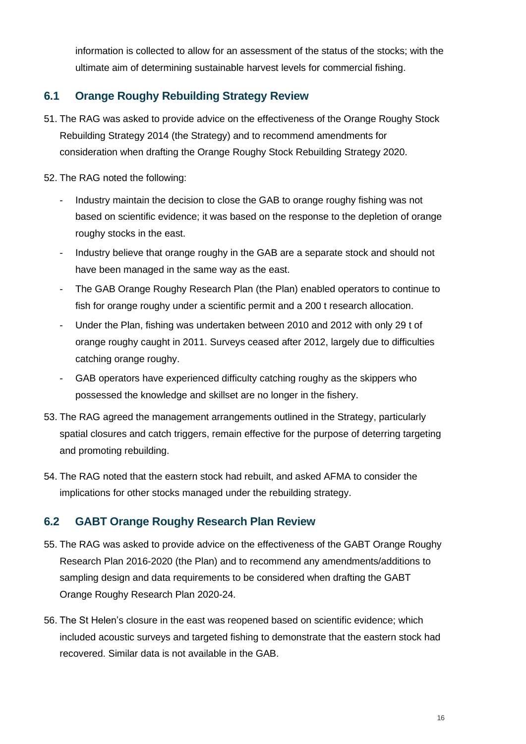information is collected to allow for an assessment of the status of the stocks; with the ultimate aim of determining sustainable harvest levels for commercial fishing.

## 6.1 Orange Roughy Rebuilding Strategy Review

51. The RAG was asked to provide advice on the effectiveness of the Orange Roughy Stock Rebuilding Strategy 2014 (the Strategy) and to recommend amendments for consideration when drafting the Orange Roughy Stock Rebuilding Strategy 2020.

52. The RAG noted the following:

   - Industry maintain the decision to close the GAB to orange roughy fishing was not based on scientific evidence; it was based on the response to the depletion of orange roughy stocks in the east.
   - Industry believe that orange roughy in the GAB are a separate stock and should not have been managed in the same way as the east.
   - The GAB Orange Roughy Research Plan (the Plan) enabled operators to continue to fish for orange roughy under a scientific permit and a 200 t research allocation.
   - Under the Plan, fishing was undertaken between 2010 and 2012 with only 29 t of orange roughy caught in 2011. Surveys ceased after 2012, largely due to difficulties catching orange roughy.
   - GAB operators have experienced difficulty catching roughy as the skippers who possessed the knowledge and skillset are no longer in the fishery.

53. The RAG agreed the management arrangements outlined in the Strategy, particularly spatial closures and catch triggers, remain effective for the purpose of deterring targeting and promoting rebuilding.

54. The RAG noted that the eastern stock had rebuilt, and asked AFMA to consider the implications for other stocks managed under the rebuilding strategy.

## 6.2 GABT Orange Roughy Research Plan Review

55. The RAG was asked to provide advice on the effectiveness of the GABT Orange Roughy Research Plan 2016-2020 (the Plan) and to recommend any amendments/additions to sampling design and data requirements to be considered when drafting the GABT Orange Roughy Research Plan 2020-24.

56. The St Helen's closure in the east was reopened based on scientific evidence; which included acoustic surveys and targeted fishing to demonstrate that the eastern stock had recovered. Similar data is not available in the GAB.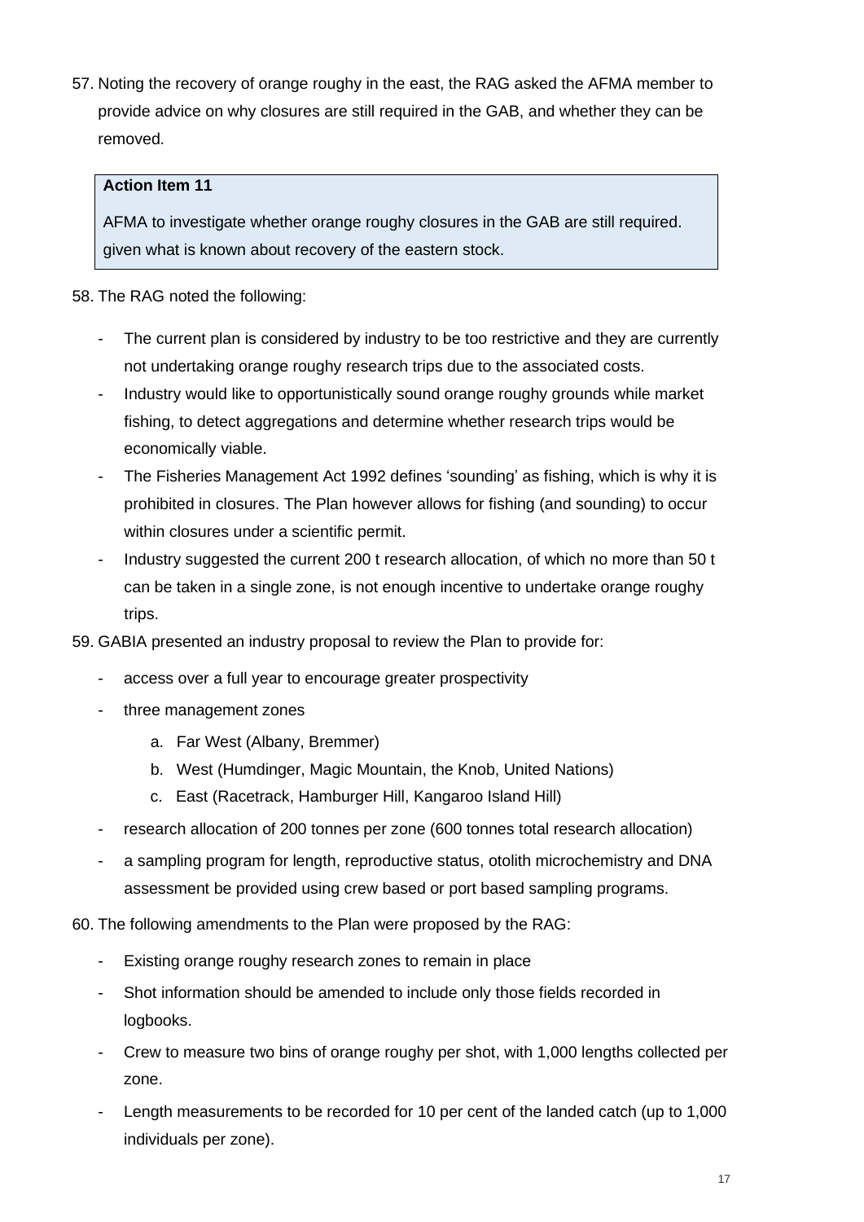57. Noting the recovery of orange roughy in the east, the RAG asked the AFMA member to provide advice on why closures are still required in the GAB, and whether they can be removed.

> **Action Item 11**
>
> AFMA to investigate whether orange roughy closures in the GAB are still required. given what is known about recovery of the eastern stock.

58. The RAG noted the following:

- The current plan is considered by industry to be too restrictive and they are currently not undertaking orange roughy research trips due to the associated costs.
- Industry would like to opportunistically sound orange roughy grounds while market fishing, to detect aggregations and determine whether research trips would be economically viable.
- The Fisheries Management Act 1992 defines ‘sounding’ as fishing, which is why it is prohibited in closures. The Plan however allows for fishing (and sounding) to occur within closures under a scientific permit.
- Industry suggested the current 200 t research allocation, of which no more than 50 t can be taken in a single zone, is not enough incentive to undertake orange roughy trips.

59. GABIA presented an industry proposal to review the Plan to provide for:

- access over a full year to encourage greater prospectivity
- three management zones
    a. Far West (Albany, Bremmer)
    b. West (Humdinger, Magic Mountain, the Knob, United Nations)
    c. East (Racetrack, Hamburger Hill, Kangaroo Island Hill)
- research allocation of 200 tonnes per zone (600 tonnes total research allocation)
- a sampling program for length, reproductive status, otolith microchemistry and DNA assessment be provided using crew based or port based sampling programs.

60. The following amendments to the Plan were proposed by the RAG:

- Existing orange roughy research zones to remain in place
- Shot information should be amended to include only those fields recorded in logbooks.
- Crew to measure two bins of orange roughy per shot, with 1,000 lengths collected per zone.
- Length measurements to be recorded for 10 per cent of the landed catch (up to 1,000 individuals per zone).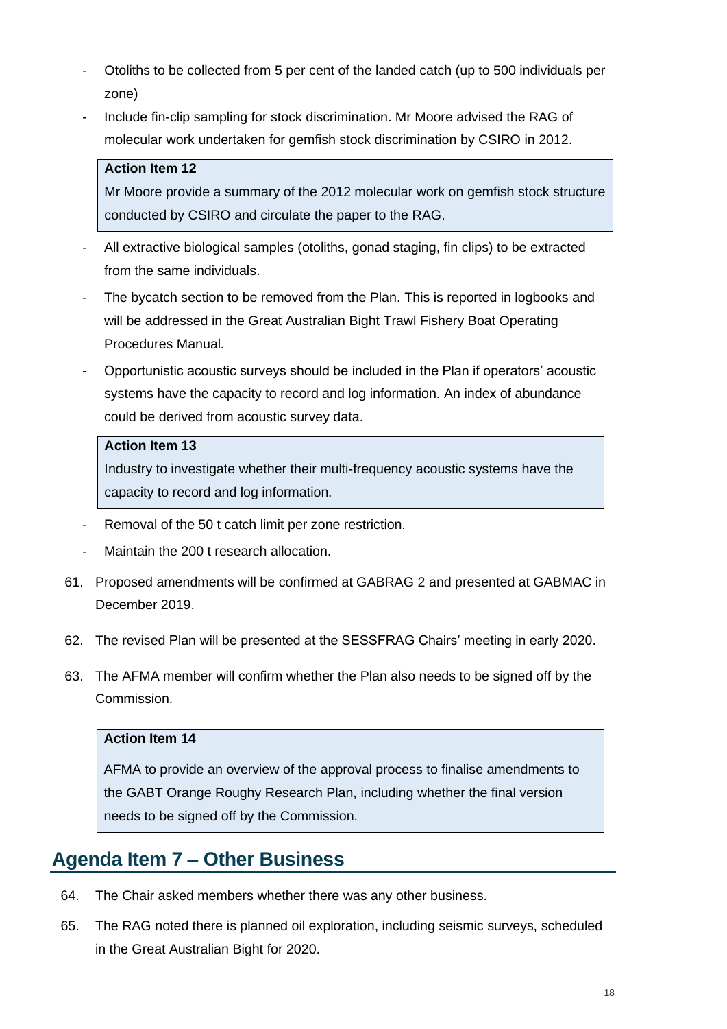- Otoliths to be collected from 5 per cent of the landed catch (up to 500 individuals per zone)
- Include fin-clip sampling for stock discrimination. Mr Moore advised the RAG of molecular work undertaken for gemfish stock discrimination by CSIRO in 2012.

> **Action Item 12**
> Mr Moore provide a summary of the 2012 molecular work on gemfish stock structure conducted by CSIRO and circulate the paper to the RAG.

- All extractive biological samples (otoliths, gonad staging, fin clips) to be extracted from the same individuals.
- The bycatch section to be removed from the Plan. This is reported in logbooks and will be addressed in the Great Australian Bight Trawl Fishery Boat Operating Procedures Manual.
- Opportunistic acoustic surveys should be included in the Plan if operators' acoustic systems have the capacity to record and log information. An index of abundance could be derived from acoustic survey data.

> **Action Item 13**
> Industry to investigate whether their multi-frequency acoustic systems have the capacity to record and log information.

- Removal of the 50 t catch limit per zone restriction.
- Maintain the 200 t research allocation.

61. Proposed amendments will be confirmed at GABRAG 2 and presented at GABMAC in December 2019.

62. The revised Plan will be presented at the SESSFRAG Chairs' meeting in early 2020.

63. The AFMA member will confirm whether the Plan also needs to be signed off by the Commission.

> **Action Item 14**
> AFMA to provide an overview of the approval process to finalise amendments to the GABT Orange Roughy Research Plan, including whether the final version needs to be signed off by the Commission.

## Agenda Item 7 – Other Business

64. The Chair asked members whether there was any other business.

65. The RAG noted there is planned oil exploration, including seismic surveys, scheduled in the Great Australian Bight for 2020.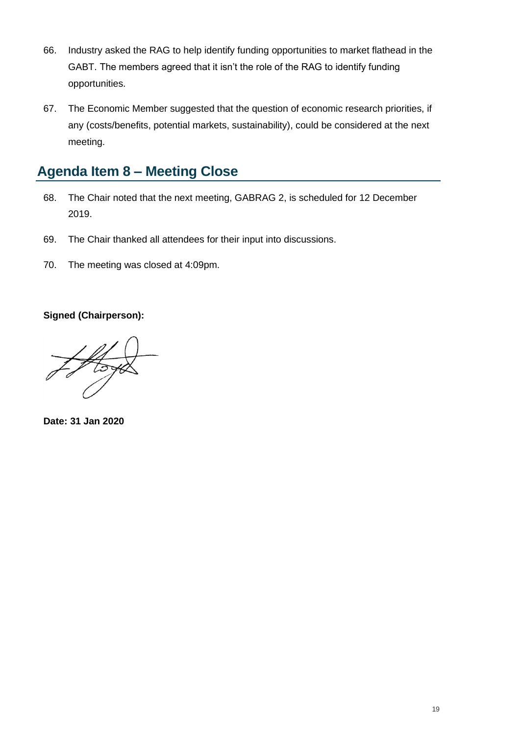66. Industry asked the RAG to help identify funding opportunities to market flathead in the GABT. The members agreed that it isn't the role of the RAG to identify funding opportunities.

67. The Economic Member suggested that the question of economic research priorities, if any (costs/benefits, potential markets, sustainability), could be considered at the next meeting.

## Agenda Item 8 – Meeting Close

68. The Chair noted that the next meeting, GABRAG 2, is scheduled for 12 December 2019.

69. The Chair thanked all attendees for their input into discussions.

70. The meeting was closed at 4:09pm.

**Signed (Chairperson):**

**Date: 31 Jan 2020**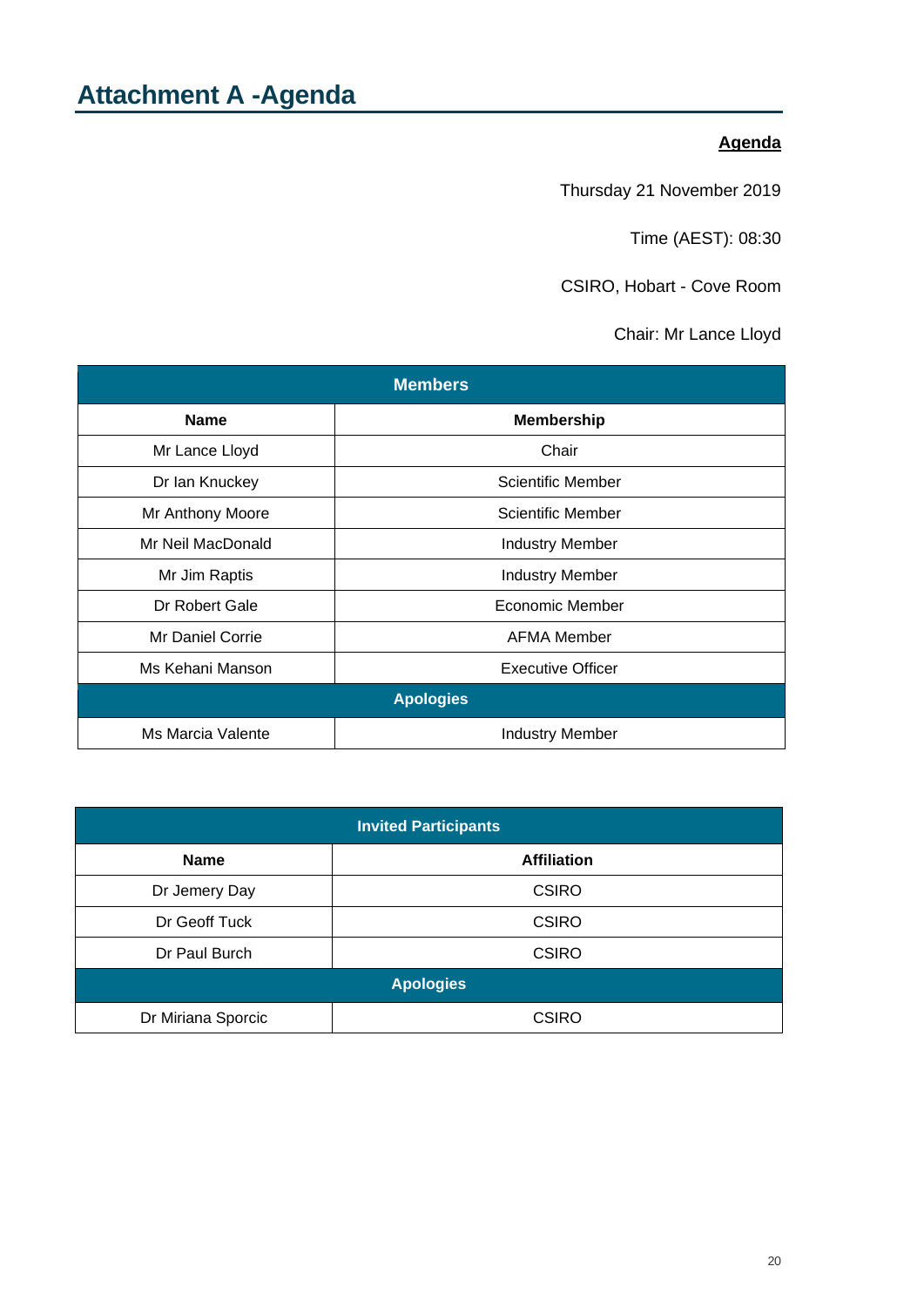# Attachment A -Agenda

**Agenda**

Thursday 21 November 2019

Time (AEST): 08:30

CSIRO, Hobart - Cove Room

Chair: Mr Lance Lloyd

| **Members** | |
|---|---|
| **Name** | **Membership** |
| Mr Lance Lloyd | Chair |
| Dr Ian Knuckey | Scientific Member |
| Mr Anthony Moore | Scientific Member |
| Mr Neil MacDonald | Industry Member |
| Mr Jim Raptis | Industry Member |
| Dr Robert Gale | Economic Member |
| Mr Daniel Corrie | AFMA Member |
| Ms Kehani Manson | Executive Officer |
| **Apologies** | |
| Ms Marcia Valente | Industry Member |

| **Invited Participants** | |
|---|---|
| **Name** | **Affiliation** |
| Dr Jemery Day | CSIRO |
| Dr Geoff Tuck | CSIRO |
| Dr Paul Burch | CSIRO |
| **Apologies** | |
| Dr Miriana Sporcic | CSIRO |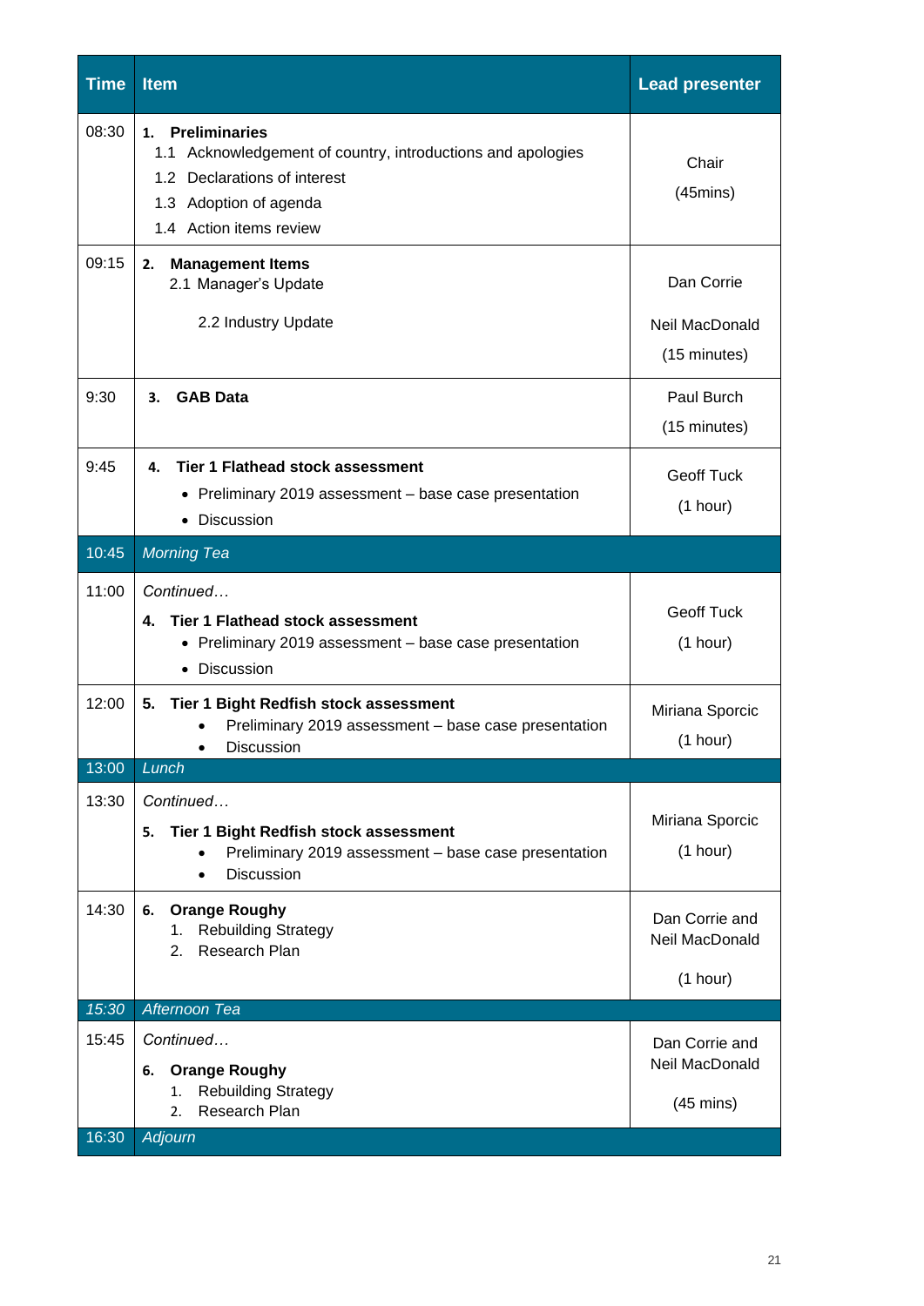| Time | Item | Lead presenter |
|---|---|---|
| 08:30 | **1. Preliminaries**<br>1.1 Acknowledgement of country, introductions and apologies<br>1.2 Declarations of interest<br>1.3 Adoption of agenda<br>1.4 Action items review | Chair<br>(45mins) |
| 09:15 | **2. Management Items**<br>2.1 Manager's Update<br>2.2 Industry Update | Dan Corrie<br>Neil MacDonald<br>(15 minutes) |
| 9:30 | **3. GAB Data** | Paul Burch<br>(15 minutes) |
| 9:45 | **4. Tier 1 Flathead stock assessment**<br>• Preliminary 2019 assessment – base case presentation<br>• Discussion | Geoff Tuck<br>(1 hour) |
| 10:45 | *Morning Tea* | |
| 11:00 | *Continued…*<br>**4. Tier 1 Flathead stock assessment**<br>• Preliminary 2019 assessment – base case presentation<br>• Discussion | Geoff Tuck<br>(1 hour) |
| 12:00 | **5. Tier 1 Bight Redfish stock assessment**<br>• Preliminary 2019 assessment – base case presentation<br>• Discussion | Miriana Sporcic<br>(1 hour) |
| 13:00 | *Lunch* | |
| 13:30 | *Continued…*<br>**5. Tier 1 Bight Redfish stock assessment**<br>• Preliminary 2019 assessment – base case presentation<br>• Discussion | Miriana Sporcic<br>(1 hour) |
| 14:30 | **6. Orange Roughy**<br>1. Rebuilding Strategy<br>2. Research Plan | Dan Corrie and Neil MacDonald<br>(1 hour) |
| *15:30* | *Afternoon Tea* | |
| 15:45 | *Continued…*<br>**6. Orange Roughy**<br>1. Rebuilding Strategy<br>2. Research Plan | Dan Corrie and Neil MacDonald<br>(45 mins) |
| 16:30 | *Adjourn* | |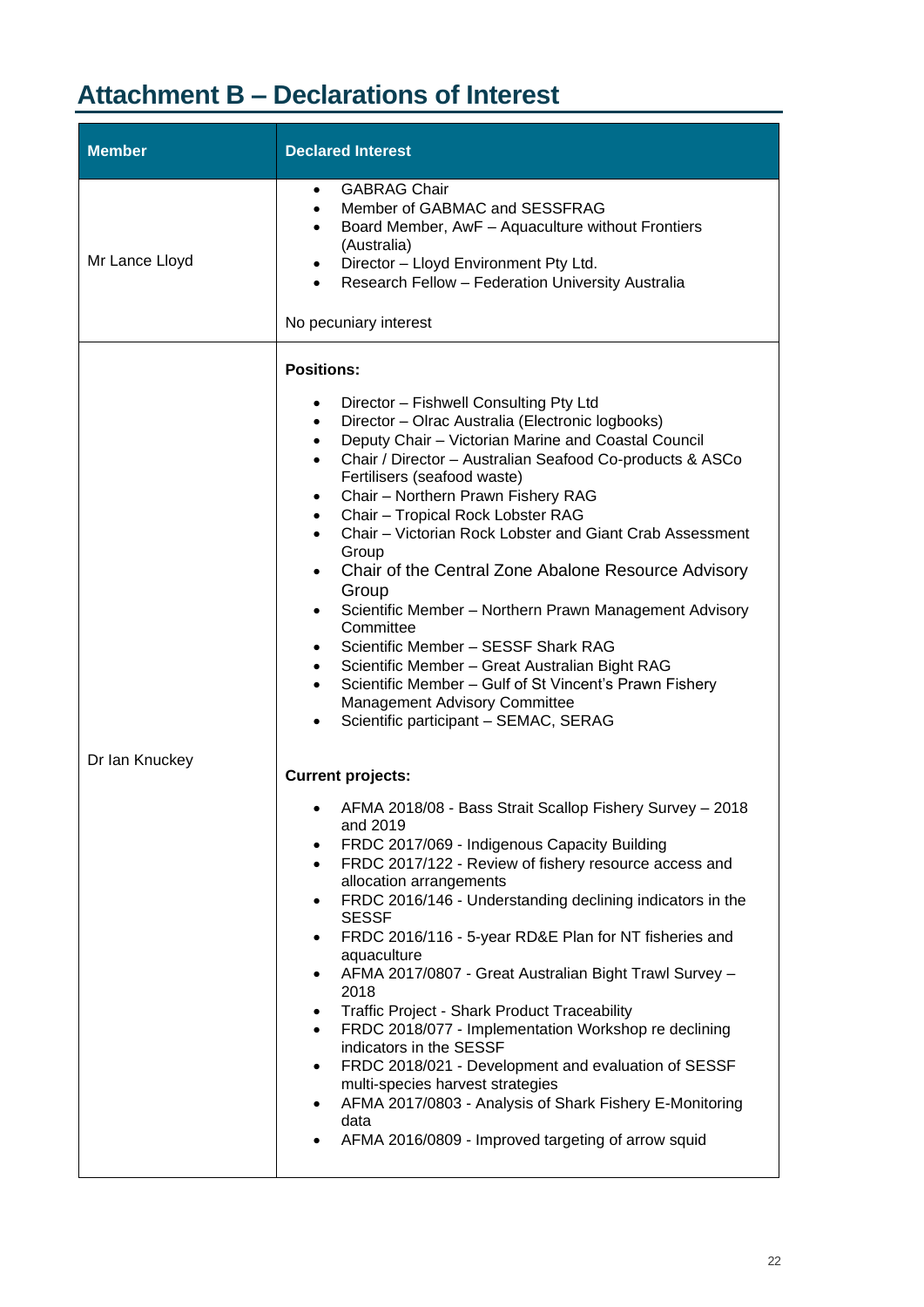# Attachment B – Declarations of Interest

| Member | Declared Interest |
|---|---|
| Mr Lance Lloyd | • GABRAG Chair<br>• Member of GABMAC and SESSFRAG<br>• Board Member, AwF – Aquaculture without Frontiers (Australia)<br>• Director – Lloyd Environment Pty Ltd.<br>• Research Fellow – Federation University Australia<br><br>No pecuniary interest |
| Dr Ian Knuckey | **Positions:**<br><br>• Director – Fishwell Consulting Pty Ltd<br>• Director – Olrac Australia (Electronic logbooks)<br>• Deputy Chair – Victorian Marine and Coastal Council<br>• Chair / Director – Australian Seafood Co-products & ASCo Fertilisers (seafood waste)<br>• Chair – Northern Prawn Fishery RAG<br>• Chair – Tropical Rock Lobster RAG<br>• Chair – Victorian Rock Lobster and Giant Crab Assessment Group<br>• Chair of the Central Zone Abalone Resource Advisory Group<br>• Scientific Member – Northern Prawn Management Advisory Committee<br>• Scientific Member – SESSF Shark RAG<br>• Scientific Member – Great Australian Bight RAG<br>• Scientific Member – Gulf of St Vincent's Prawn Fishery Management Advisory Committee<br>• Scientific participant – SEMAC, SERAG<br><br>**Current projects:**<br><br>• AFMA 2018/08 - Bass Strait Scallop Fishery Survey – 2018 and 2019<br>• FRDC 2017/069 - Indigenous Capacity Building<br>• FRDC 2017/122 - Review of fishery resource access and allocation arrangements<br>• FRDC 2016/146 - Understanding declining indicators in the SESSF<br>• FRDC 2016/116 - 5-year RD&E Plan for NT fisheries and aquaculture<br>• AFMA 2017/0807 - Great Australian Bight Trawl Survey – 2018<br>• Traffic Project - Shark Product Traceability<br>• FRDC 2018/077 - Implementation Workshop re declining indicators in the SESSF<br>• FRDC 2018/021 - Development and evaluation of SESSF multi-species harvest strategies<br>• AFMA 2017/0803 - Analysis of Shark Fishery E-Monitoring data<br>• AFMA 2016/0809 - Improved targeting of arrow squid |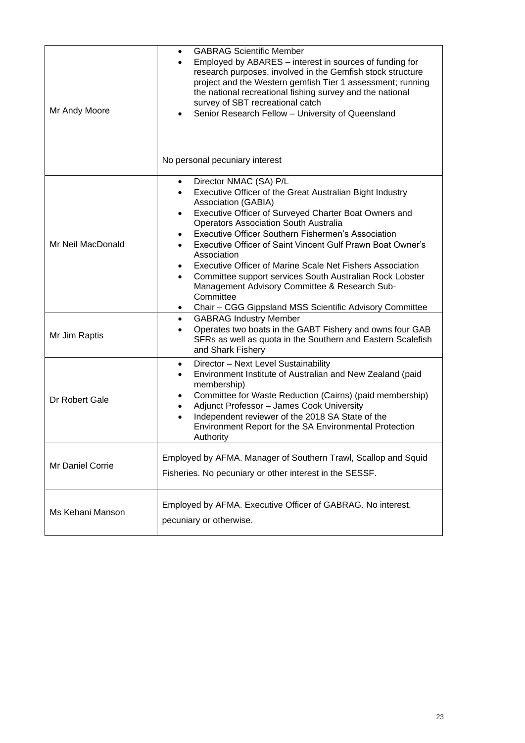| | |
|---|---|
| Mr Andy Moore | • GABRAG Scientific Member<br>• Employed by ABARES – interest in sources of funding for research purposes, involved in the Gemfish stock structure project and the Western gemfish Tier 1 assessment; running the national recreational fishing survey and the national survey of SBT recreational catch<br>• Senior Research Fellow – University of Queensland<br><br>No personal pecuniary interest |
| Mr Neil MacDonald | • Director NMAC (SA) P/L<br>• Executive Officer of the Great Australian Bight Industry Association (GABIA)<br>• Executive Officer of Surveyed Charter Boat Owners and Operators Association South Australia<br>• Executive Officer Southern Fishermen's Association<br>• Executive Officer of Saint Vincent Gulf Prawn Boat Owner's Association<br>• Executive Officer of Marine Scale Net Fishers Association<br>• Committee support services South Australian Rock Lobster Management Advisory Committee & Research Sub-Committee<br>• Chair – CGG Gippsland MSS Scientific Advisory Committee |
| Mr Jim Raptis | • GABRAG Industry Member<br>• Operates two boats in the GABT Fishery and owns four GAB SFRs as well as quota in the Southern and Eastern Scalefish and Shark Fishery |
| Dr Robert Gale | • Director – Next Level Sustainability<br>• Environment Institute of Australian and New Zealand (paid membership)<br>• Committee for Waste Reduction (Cairns) (paid membership)<br>• Adjunct Professor – James Cook University<br>• Independent reviewer of the 2018 SA State of the Environment Report for the SA Environmental Protection Authority |
| Mr Daniel Corrie | Employed by AFMA. Manager of Southern Trawl, Scallop and Squid Fisheries. No pecuniary or other interest in the SESSF. |
| Ms Kehani Manson | Employed by AFMA. Executive Officer of GABRAG. No interest, pecuniary or otherwise. |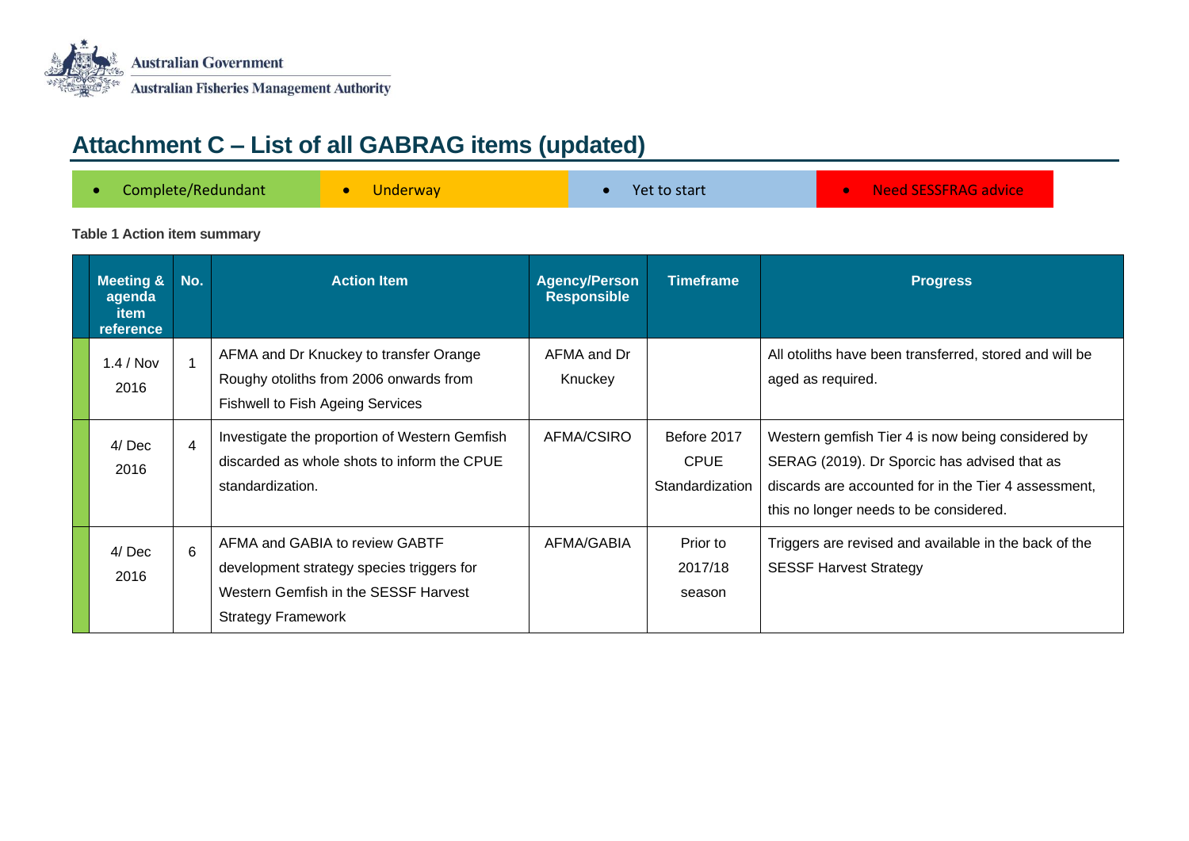# Attachment C – List of all GABRAG items (updated)

| • Complete/Redundant | • Underway | • Yet to start | • Need SESSFRAG advice |
|---|---|---|---|

**Table 1 Action item summary**

| Meeting & agenda item reference | No. | Action Item | Agency/Person Responsible | Timeframe | Progress |
|---|---|---|---|---|---|
| 1.4 / Nov 2016 | 1 | AFMA and Dr Knuckey to transfer Orange Roughy otoliths from 2006 onwards from Fishwell to Fish Ageing Services | AFMA and Dr Knuckey | | All otoliths have been transferred, stored and will be aged as required. |
| 4/ Dec 2016 | 4 | Investigate the proportion of Western Gemfish discarded as whole shots to inform the CPUE standardization. | AFMA/CSIRO | Before 2017 CPUE Standardization | Western gemfish Tier 4 is now being considered by SERAG (2019). Dr Sporcic has advised that as discards are accounted for in the Tier 4 assessment, this no longer needs to be considered. |
| 4/ Dec 2016 | 6 | AFMA and GABIA to review GABTF development strategy species triggers for Western Gemfish in the SESSF Harvest Strategy Framework | AFMA/GABIA | Prior to 2017/18 season | Triggers are revised and available in the back of the SESSF Harvest Strategy |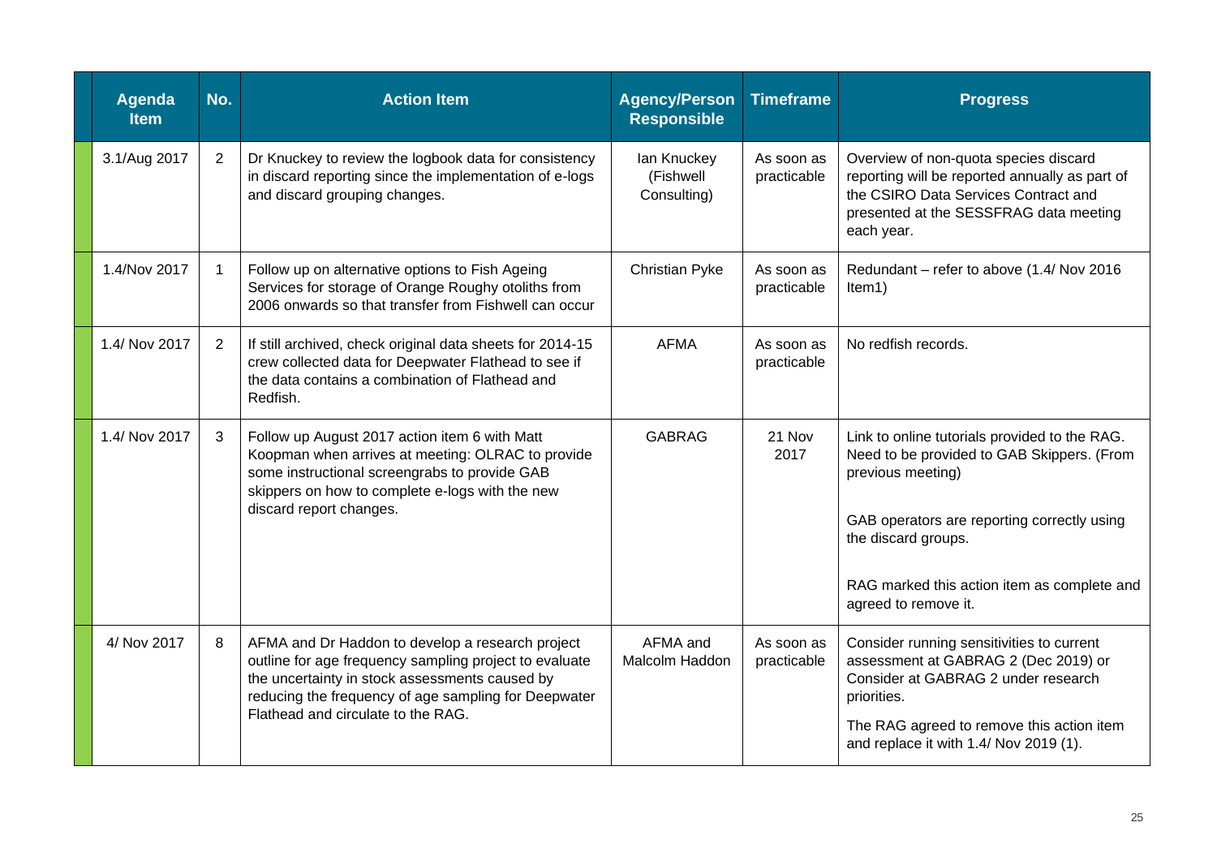| Agenda Item | No. | Action Item | Agency/Person Responsible | Timeframe | Progress |
|---|---|---|---|---|---|
| 3.1/Aug 2017 | 2 | Dr Knuckey to review the logbook data for consistency in discard reporting since the implementation of e-logs and discard grouping changes. | Ian Knuckey (Fishwell Consulting) | As soon as practicable | Overview of non-quota species discard reporting will be reported annually as part of the CSIRO Data Services Contract and presented at the SESSFRAG data meeting each year. |
| 1.4/Nov 2017 | 1 | Follow up on alternative options to Fish Ageing Services for storage of Orange Roughy otoliths from 2006 onwards so that transfer from Fishwell can occur | Christian Pyke | As soon as practicable | Redundant – refer to above (1.4/ Nov 2016 Item1) |
| 1.4/ Nov 2017 | 2 | If still archived, check original data sheets for 2014-15 crew collected data for Deepwater Flathead to see if the data contains a combination of Flathead and Redfish. | AFMA | As soon as practicable | No redfish records. |
| 1.4/ Nov 2017 | 3 | Follow up August 2017 action item 6 with Matt Koopman when arrives at meeting: OLRAC to provide some instructional screengrabs to provide GAB skippers on how to complete e-logs with the new discard report changes. | GABRAG | 21 Nov 2017 | Link to online tutorials provided to the RAG. Need to be provided to GAB Skippers. (From previous meeting)<br><br>GAB operators are reporting correctly using the discard groups.<br><br>RAG marked this action item as complete and agreed to remove it. |
| 4/ Nov 2017 | 8 | AFMA and Dr Haddon to develop a research project outline for age frequency sampling project to evaluate the uncertainty in stock assessments caused by reducing the frequency of age sampling for Deepwater Flathead and circulate to the RAG. | AFMA and Malcolm Haddon | As soon as practicable | Consider running sensitivities to current assessment at GABRAG 2 (Dec 2019) or Consider at GABRAG 2 under research priorities.<br><br>The RAG agreed to remove this action item and replace it with 1.4/ Nov 2019 (1). |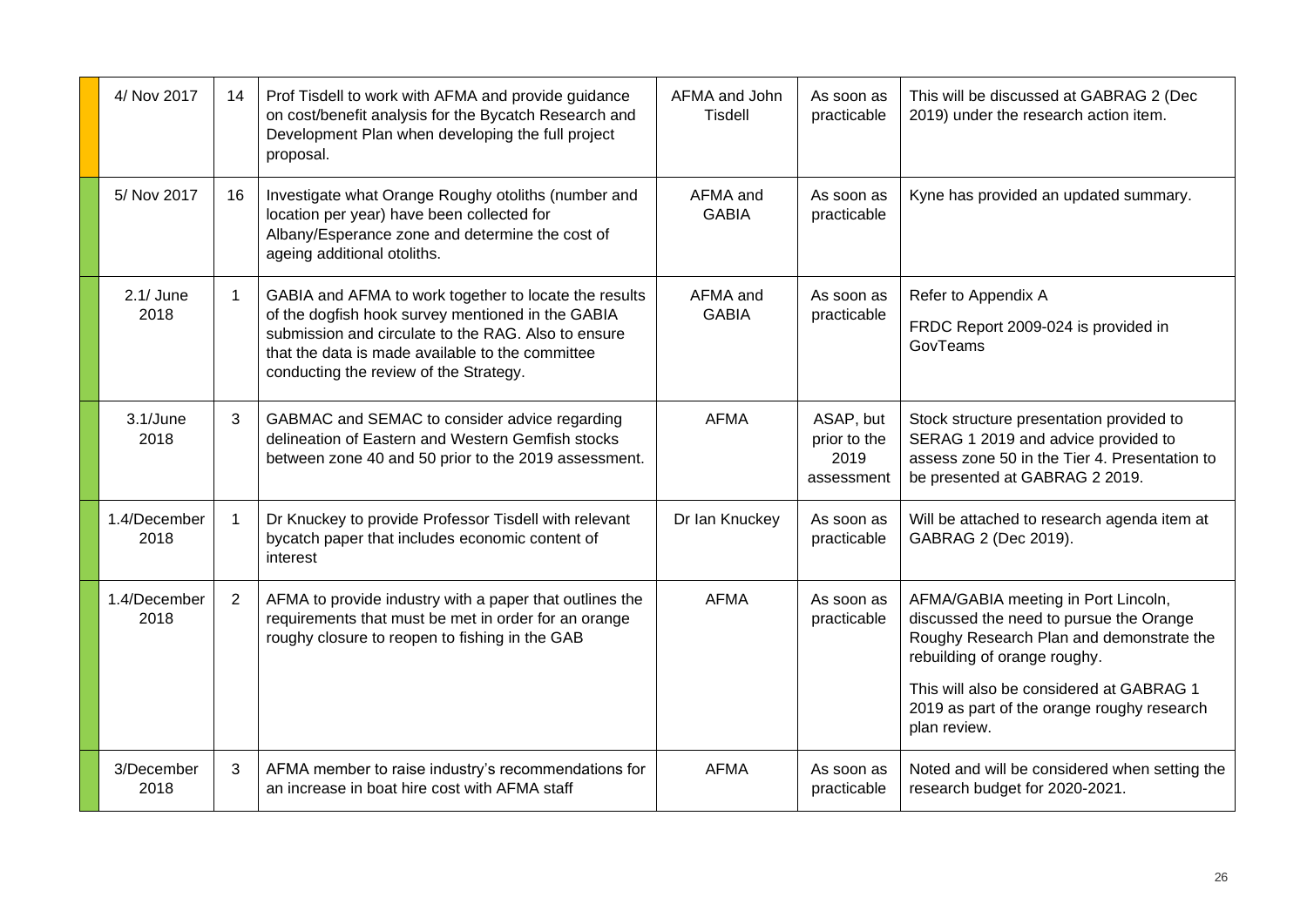| | | | | | |
|---|---|---|---|---|---|
| 4/ Nov 2017 | 14 | Prof Tisdell to work with AFMA and provide guidance on cost/benefit analysis for the Bycatch Research and Development Plan when developing the full project proposal. | AFMA and John Tisdell | As soon as practicable | This will be discussed at GABRAG 2 (Dec 2019) under the research action item. |
| 5/ Nov 2017 | 16 | Investigate what Orange Roughy otoliths (number and location per year) have been collected for Albany/Esperance zone and determine the cost of ageing additional otoliths. | AFMA and GABIA | As soon as practicable | Kyne has provided an updated summary. |
| 2.1/ June 2018 | 1 | GABIA and AFMA to work together to locate the results of the dogfish hook survey mentioned in the GABIA submission and circulate to the RAG. Also to ensure that the data is made available to the committee conducting the review of the Strategy. | AFMA and GABIA | As soon as practicable | Refer to Appendix A<br><br>FRDC Report 2009-024 is provided in GovTeams |
| 3.1/June 2018 | 3 | GABMAC and SEMAC to consider advice regarding delineation of Eastern and Western Gemfish stocks between zone 40 and 50 prior to the 2019 assessment. | AFMA | ASAP, but prior to the 2019 assessment | Stock structure presentation provided to SERAG 1 2019 and advice provided to assess zone 50 in the Tier 4. Presentation to be presented at GABRAG 2 2019. |
| 1.4/December 2018 | 1 | Dr Knuckey to provide Professor Tisdell with relevant bycatch paper that includes economic content of interest | Dr Ian Knuckey | As soon as practicable | Will be attached to research agenda item at GABRAG 2 (Dec 2019). |
| 1.4/December 2018 | 2 | AFMA to provide industry with a paper that outlines the requirements that must be met in order for an orange roughy closure to reopen to fishing in the GAB | AFMA | As soon as practicable | AFMA/GABIA meeting in Port Lincoln, discussed the need to pursue the Orange Roughy Research Plan and demonstrate the rebuilding of orange roughy.<br><br>This will also be considered at GABRAG 1 2019 as part of the orange roughy research plan review. |
| 3/December 2018 | 3 | AFMA member to raise industry's recommendations for an increase in boat hire cost with AFMA staff | AFMA | As soon as practicable | Noted and will be considered when setting the research budget for 2020-2021. |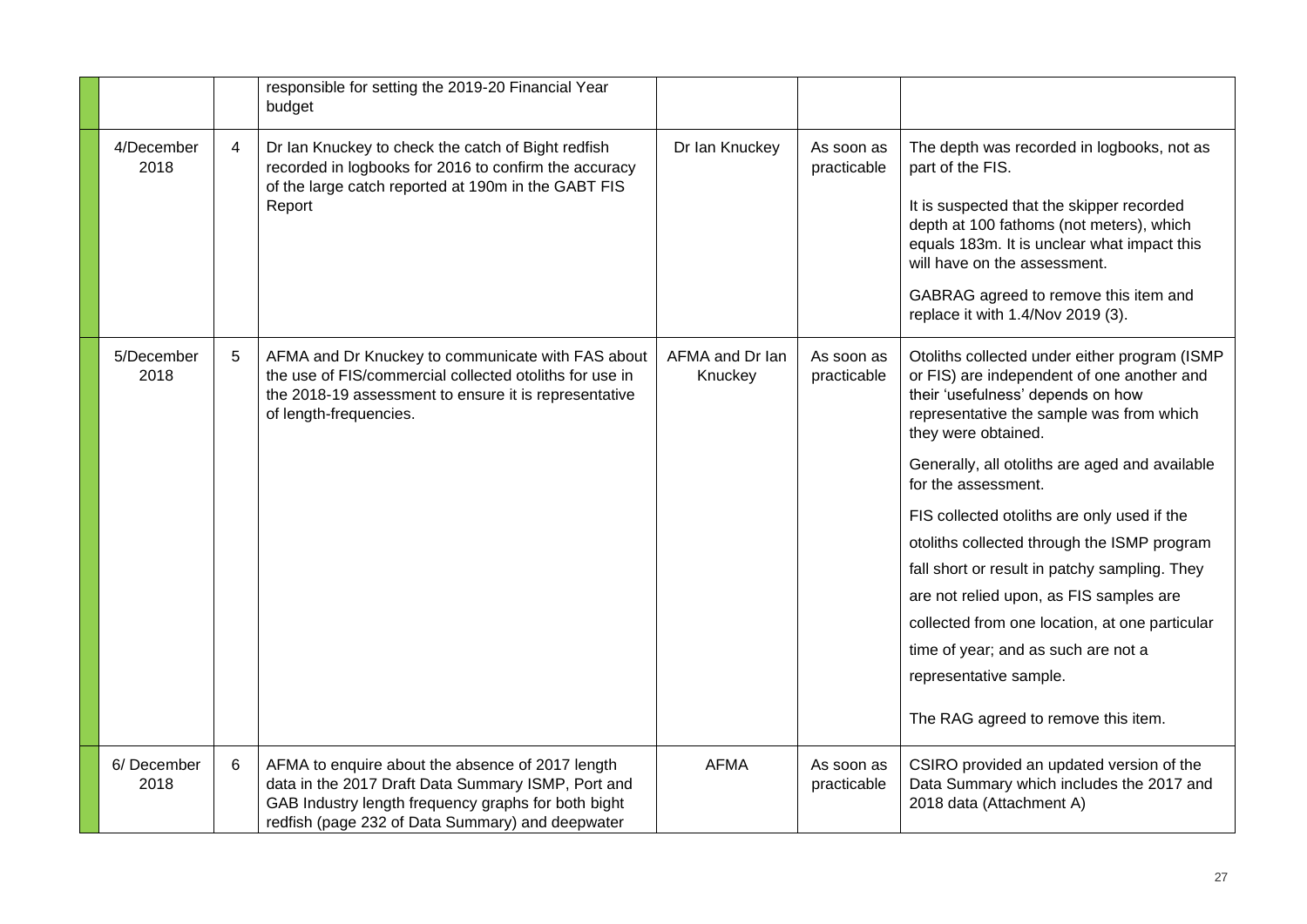| | | | | | |
|---|---|---|---|---|---|
| | | responsible for setting the 2019-20 Financial Year budget | | | |
| 4/December 2018 | 4 | Dr Ian Knuckey to check the catch of Bight redfish recorded in logbooks for 2016 to confirm the accuracy of the large catch reported at 190m in the GABT FIS Report | Dr Ian Knuckey | As soon as practicable | The depth was recorded in logbooks, not as part of the FIS.<br><br>It is suspected that the skipper recorded depth at 100 fathoms (not meters), which equals 183m. It is unclear what impact this will have on the assessment.<br><br>GABRAG agreed to remove this item and replace it with 1.4/Nov 2019 (3). |
| 5/December 2018 | 5 | AFMA and Dr Knuckey to communicate with FAS about the use of FIS/commercial collected otoliths for use in the 2018-19 assessment to ensure it is representative of length-frequencies. | AFMA and Dr Ian Knuckey | As soon as practicable | Otoliths collected under either program (ISMP or FIS) are independent of one another and their 'usefulness' depends on how representative the sample was from which they were obtained.<br><br>Generally, all otoliths are aged and available for the assessment.<br><br>FIS collected otoliths are only used if the otoliths collected through the ISMP program fall short or result in patchy sampling. They are not relied upon, as FIS samples are collected from one location, at one particular time of year; and as such are not a representative sample.<br><br>The RAG agreed to remove this item. |
| 6/ December 2018 | 6 | AFMA to enquire about the absence of 2017 length data in the 2017 Draft Data Summary ISMP, Port and GAB Industry length frequency graphs for both bight redfish (page 232 of Data Summary) and deepwater | AFMA | As soon as practicable | CSIRO provided an updated version of the Data Summary which includes the 2017 and 2018 data (Attachment A) |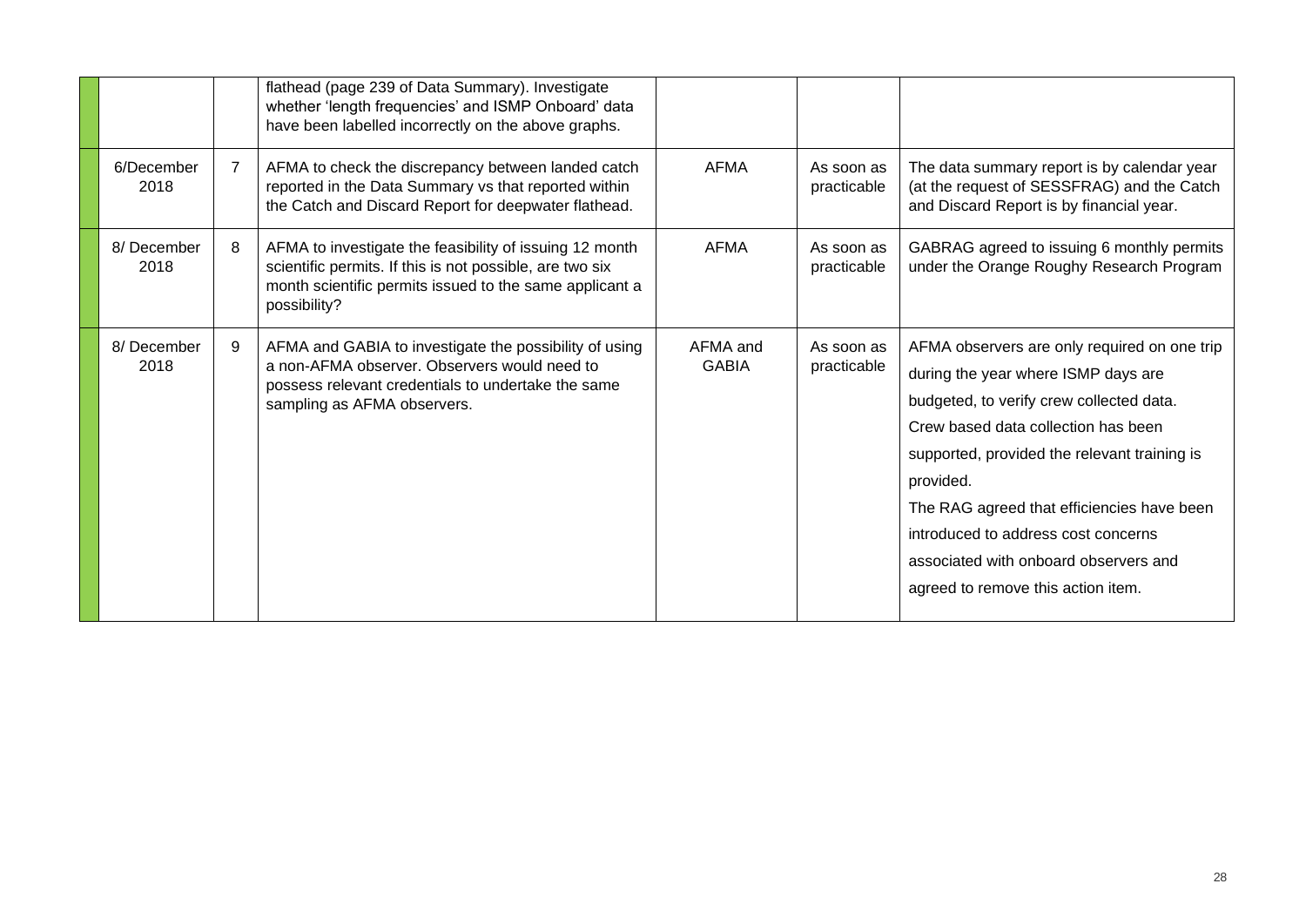|  |  |  |  |  |  |  |
|---|---|---|---|---|---|---|
|  |  |  | flathead (page 239 of Data Summary). Investigate whether 'length frequencies' and ISMP Onboard' data have been labelled incorrectly on the above graphs. |  |  |  |
|  | 6/December 2018 | 7 | AFMA to check the discrepancy between landed catch reported in the Data Summary vs that reported within the Catch and Discard Report for deepwater flathead. | AFMA | As soon as practicable | The data summary report is by calendar year (at the request of SESSFRAG) and the Catch and Discard Report is by financial year. |
|  | 8/ December 2018 | 8 | AFMA to investigate the feasibility of issuing 12 month scientific permits. If this is not possible, are two six month scientific permits issued to the same applicant a possibility? | AFMA | As soon as practicable | GABRAG agreed to issuing 6 monthly permits under the Orange Roughy Research Program |
|  | 8/ December 2018 | 9 | AFMA and GABIA to investigate the possibility of using a non-AFMA observer. Observers would need to possess relevant credentials to undertake the same sampling as AFMA observers. | AFMA and GABIA | As soon as practicable | AFMA observers are only required on one trip during the year where ISMP days are budgeted, to verify crew collected data. Crew based data collection has been supported, provided the relevant training is provided. The RAG agreed that efficiencies have been introduced to address cost concerns associated with onboard observers and agreed to remove this action item. |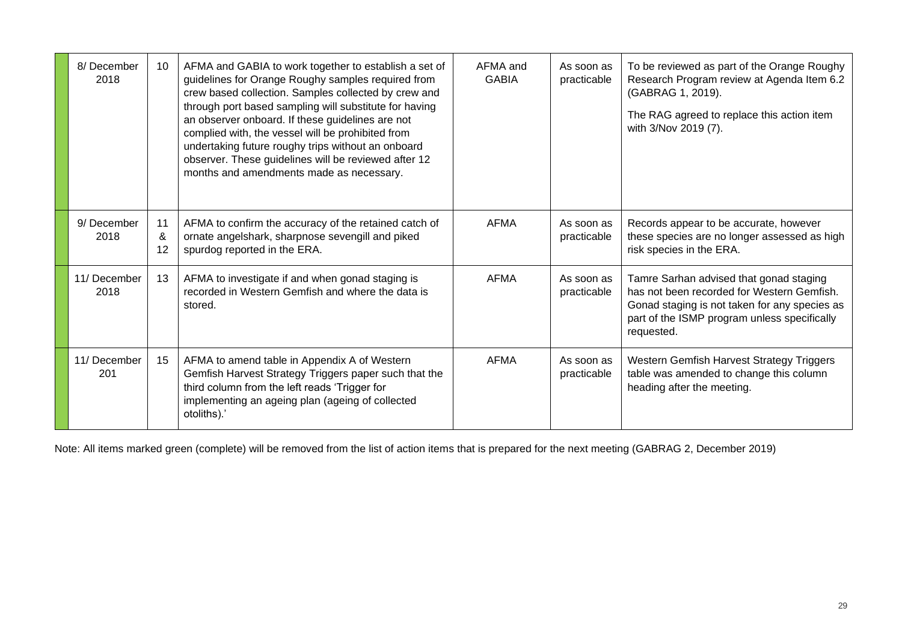|  | 8/ December 2018 | 10 | AFMA and GABIA to work together to establish a set of guidelines for Orange Roughy samples required from crew based collection. Samples collected by crew and through port based sampling will substitute for having an observer onboard. If these guidelines are not complied with, the vessel will be prohibited from undertaking future roughy trips without an onboard observer. These guidelines will be reviewed after 12 months and amendments made as necessary. | AFMA and GABIA | As soon as practicable | To be reviewed as part of the Orange Roughy Research Program review at Agenda Item 6.2 (GABRAG 1, 2019).<br><br>The RAG agreed to replace this action item with 3/Nov 2019 (7). |
|---|---|---|---|---|---|---|
|  | 9/ December 2018 | 11 & 12 | AFMA to confirm the accuracy of the retained catch of ornate angelshark, sharpnose sevengill and piked spurdog reported in the ERA. | AFMA | As soon as practicable | Records appear to be accurate, however these species are no longer assessed as high risk species in the ERA. |
|  | 11/ December 2018 | 13 | AFMA to investigate if and when gonad staging is recorded in Western Gemfish and where the data is stored. | AFMA | As soon as practicable | Tamre Sarhan advised that gonad staging has not been recorded for Western Gemfish. Gonad staging is not taken for any species as part of the ISMP program unless specifically requested. |
|  | 11/ December 201 | 15 | AFMA to amend table in Appendix A of Western Gemfish Harvest Strategy Triggers paper such that the third column from the left reads 'Trigger for implementing an ageing plan (ageing of collected otoliths).' | AFMA | As soon as practicable | Western Gemfish Harvest Strategy Triggers table was amended to change this column heading after the meeting. |

Note: All items marked green (complete) will be removed from the list of action items that is prepared for the next meeting (GABRAG 2, December 2019)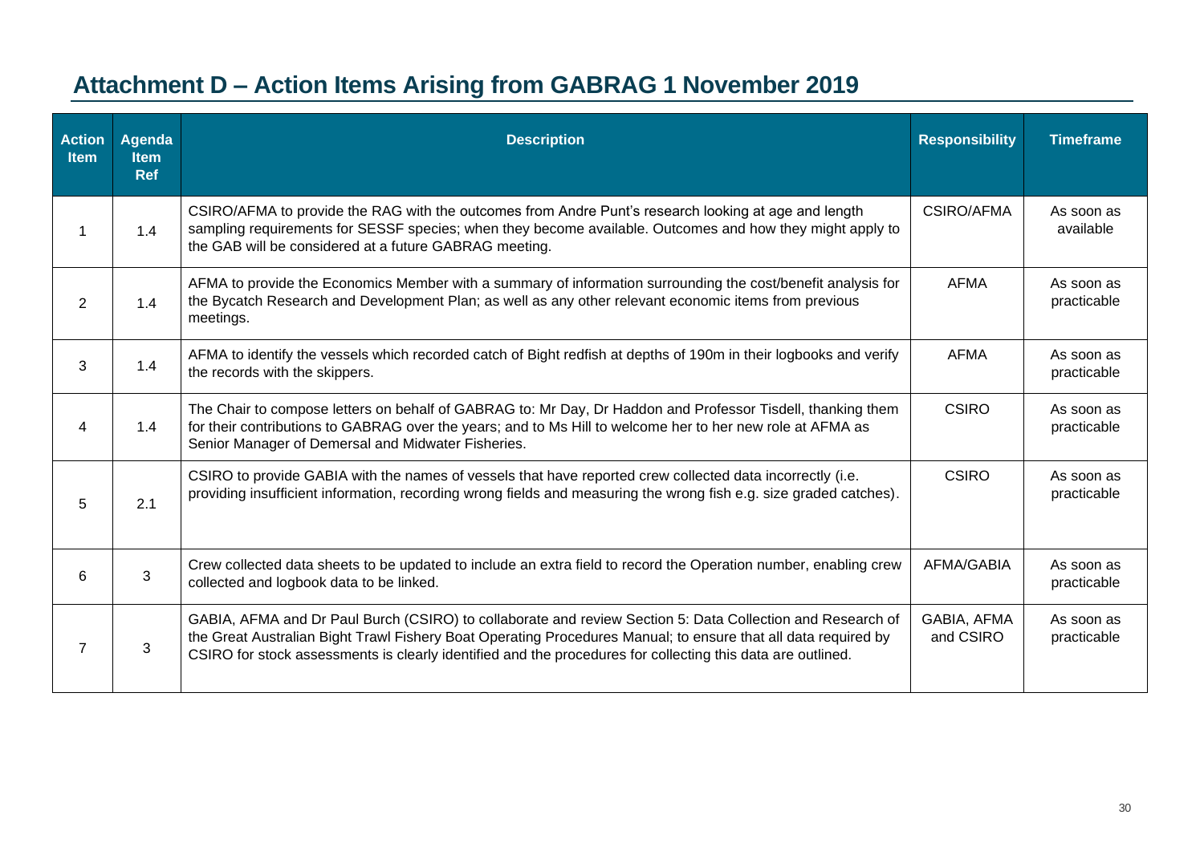# Attachment D – Action Items Arising from GABRAG 1 November 2019

| Action Item | Agenda Item Ref | Description | Responsibility | Timeframe |
|---|---|---|---|---|
| 1 | 1.4 | CSIRO/AFMA to provide the RAG with the outcomes from Andre Punt's research looking at age and length sampling requirements for SESSF species; when they become available. Outcomes and how they might apply to the GAB will be considered at a future GABRAG meeting. | CSIRO/AFMA | As soon as available |
| 2 | 1.4 | AFMA to provide the Economics Member with a summary of information surrounding the cost/benefit analysis for the Bycatch Research and Development Plan; as well as any other relevant economic items from previous meetings. | AFMA | As soon as practicable |
| 3 | 1.4 | AFMA to identify the vessels which recorded catch of Bight redfish at depths of 190m in their logbooks and verify the records with the skippers. | AFMA | As soon as practicable |
| 4 | 1.4 | The Chair to compose letters on behalf of GABRAG to: Mr Day, Dr Haddon and Professor Tisdell, thanking them for their contributions to GABRAG over the years; and to Ms Hill to welcome her to her new role at AFMA as Senior Manager of Demersal and Midwater Fisheries. | CSIRO | As soon as practicable |
| 5 | 2.1 | CSIRO to provide GABIA with the names of vessels that have reported crew collected data incorrectly (i.e. providing insufficient information, recording wrong fields and measuring the wrong fish e.g. size graded catches). | CSIRO | As soon as practicable |
| 6 | 3 | Crew collected data sheets to be updated to include an extra field to record the Operation number, enabling crew collected and logbook data to be linked. | AFMA/GABIA | As soon as practicable |
| 7 | 3 | GABIA, AFMA and Dr Paul Burch (CSIRO) to collaborate and review Section 5: Data Collection and Research of the Great Australian Bight Trawl Fishery Boat Operating Procedures Manual; to ensure that all data required by CSIRO for stock assessments is clearly identified and the procedures for collecting this data are outlined. | GABIA, AFMA and CSIRO | As soon as practicable |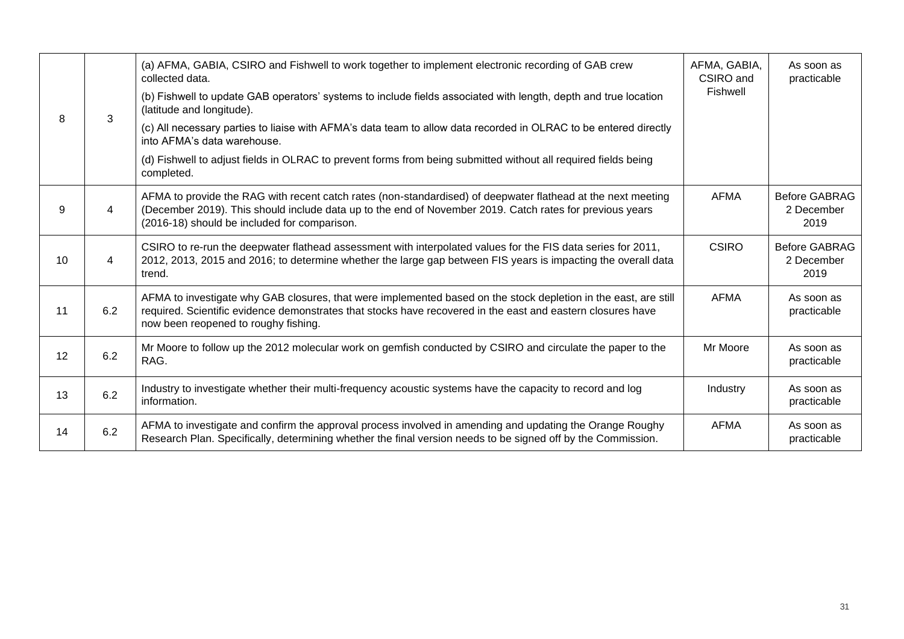| | | | | |
|---|---|---|---|---|
| 8 | 3 | (a) AFMA, GABIA, CSIRO and Fishwell to work together to implement electronic recording of GAB crew collected data.<br>(b) Fishwell to update GAB operators' systems to include fields associated with length, depth and true location (latitude and longitude).<br>(c) All necessary parties to liaise with AFMA's data team to allow data recorded in OLRAC to be entered directly into AFMA's data warehouse.<br>(d) Fishwell to adjust fields in OLRAC to prevent forms from being submitted without all required fields being completed. | AFMA, GABIA, CSIRO and Fishwell | As soon as practicable |
| 9 | 4 | AFMA to provide the RAG with recent catch rates (non-standardised) of deepwater flathead at the next meeting (December 2019). This should include data up to the end of November 2019. Catch rates for previous years (2016-18) should be included for comparison. | AFMA | Before GABRAG 2 December 2019 |
| 10 | 4 | CSIRO to re-run the deepwater flathead assessment with interpolated values for the FIS data series for 2011, 2012, 2013, 2015 and 2016; to determine whether the large gap between FIS years is impacting the overall data trend. | CSIRO | Before GABRAG 2 December 2019 |
| 11 | 6.2 | AFMA to investigate why GAB closures, that were implemented based on the stock depletion in the east, are still required. Scientific evidence demonstrates that stocks have recovered in the east and eastern closures have now been reopened to roughy fishing. | AFMA | As soon as practicable |
| 12 | 6.2 | Mr Moore to follow up the 2012 molecular work on gemfish conducted by CSIRO and circulate the paper to the RAG. | Mr Moore | As soon as practicable |
| 13 | 6.2 | Industry to investigate whether their multi-frequency acoustic systems have the capacity to record and log information. | Industry | As soon as practicable |
| 14 | 6.2 | AFMA to investigate and confirm the approval process involved in amending and updating the Orange Roughy Research Plan. Specifically, determining whether the final version needs to be signed off by the Commission. | AFMA | As soon as practicable |